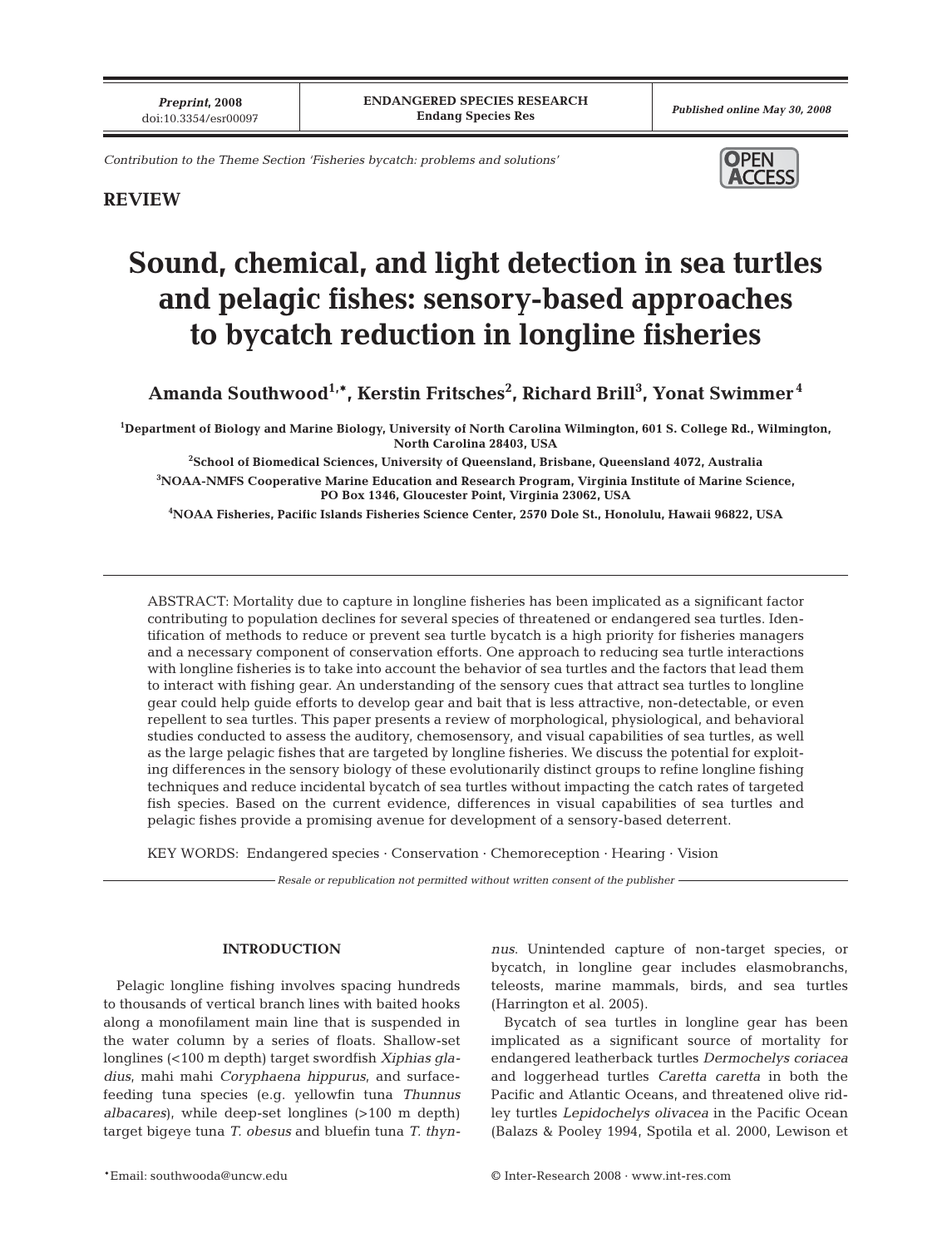Contribution to the Theme Section 'Fisheries bycatch: problems and solutions'

**REVIEW**

# Sound, chemical, and light detection in sea turtles and pelagic fishes: sensory-based approaches to bycatch reduction in longline fisheries

**Amanda Southwood[1,*], Kerstin Fritsches[2], Richard Brill[3], Yonat Swimmer[4]**

[1]Department of Biology and Marine Biology, University of North Carolina Wilmington, 601 S. College Rd., Wilmington, North Carolina 28403, USA

[2]School of Biomedical Sciences, University of Queensland, Brisbane, Queensland 4072, Australia

[3]NOAA-NMFS Cooperative Marine Education and Research Program, Virginia Institute of Marine Science, PO Box 1346, Gloucester Point, Virginia 23062, USA

[4]NOAA Fisheries, Pacific Islands Fisheries Science Center, 2570 Dole St., Honolulu, Hawaii 96822, USA

ABSTRACT: Mortality due to capture in longline fisheries has been implicated as a significant factor contributing to population declines for several species of threatened or endangered sea turtles. Identification of methods to reduce or prevent sea turtle bycatch is a high priority for fisheries managers and a necessary component of conservation efforts. One approach to reducing sea turtle interactions with longline fisheries is to take into account the behavior of sea turtles and the factors that lead them to interact with fishing gear. An understanding of the sensory cues that attract sea turtles to longline gear could help guide efforts to develop gear and bait that is less attractive, non-detectable, or even repellent to sea turtles. This paper presents a review of morphological, physiological, and behavioral studies conducted to assess the auditory, chemosensory, and visual capabilities of sea turtles, as well as the large pelagic fishes that are targeted by longline fisheries. We discuss the potential for exploiting differences in the sensory biology of these evolutionarily distinct groups to refine longline fishing techniques and reduce incidental bycatch of sea turtles without impacting the catch rates of targeted fish species. Based on the current evidence, differences in visual capabilities of sea turtles and pelagic fishes provide a promising avenue for development of a sensory-based deterrent.

KEY WORDS: Endangered species · Conservation · Chemoreception · Hearing · Vision

*Resale or republication not permitted without written consent of the publisher*

## INTRODUCTION

Pelagic longline fishing involves spacing hundreds to thousands of vertical branch lines with baited hooks along a monofilament main line that is suspended in the water column by a series of floats. Shallow-set longlines (<100 m depth) target swordfish *Xiphias gladius*, mahi mahi *Coryphaena hippurus*, and surface-feeding tuna species (e.g. yellowfin tuna *Thunnus albacares*), while deep-set longlines (>100 m depth) target bigeye tuna *T. obesus* and bluefin tuna *T. thynnus*. Unintended capture of non-target species, or bycatch, in longline gear includes elasmobranchs, teleosts, marine mammals, birds, and sea turtles (Harrington et al. 2005).

Bycatch of sea turtles in longline gear has been implicated as a significant source of mortality for endangered leatherback turtles *Dermochelys coriacea* and loggerhead turtles *Caretta caretta* in both the Pacific and Atlantic Oceans, and threatened olive ridley turtles *Lepidochelys olivacea* in the Pacific Ocean (Balazs & Pooley 1994, Spotila et al. 2000, Lewison et

*Email: southwooda@uncw.edu

© Inter-Research 2008 · www.int-res.com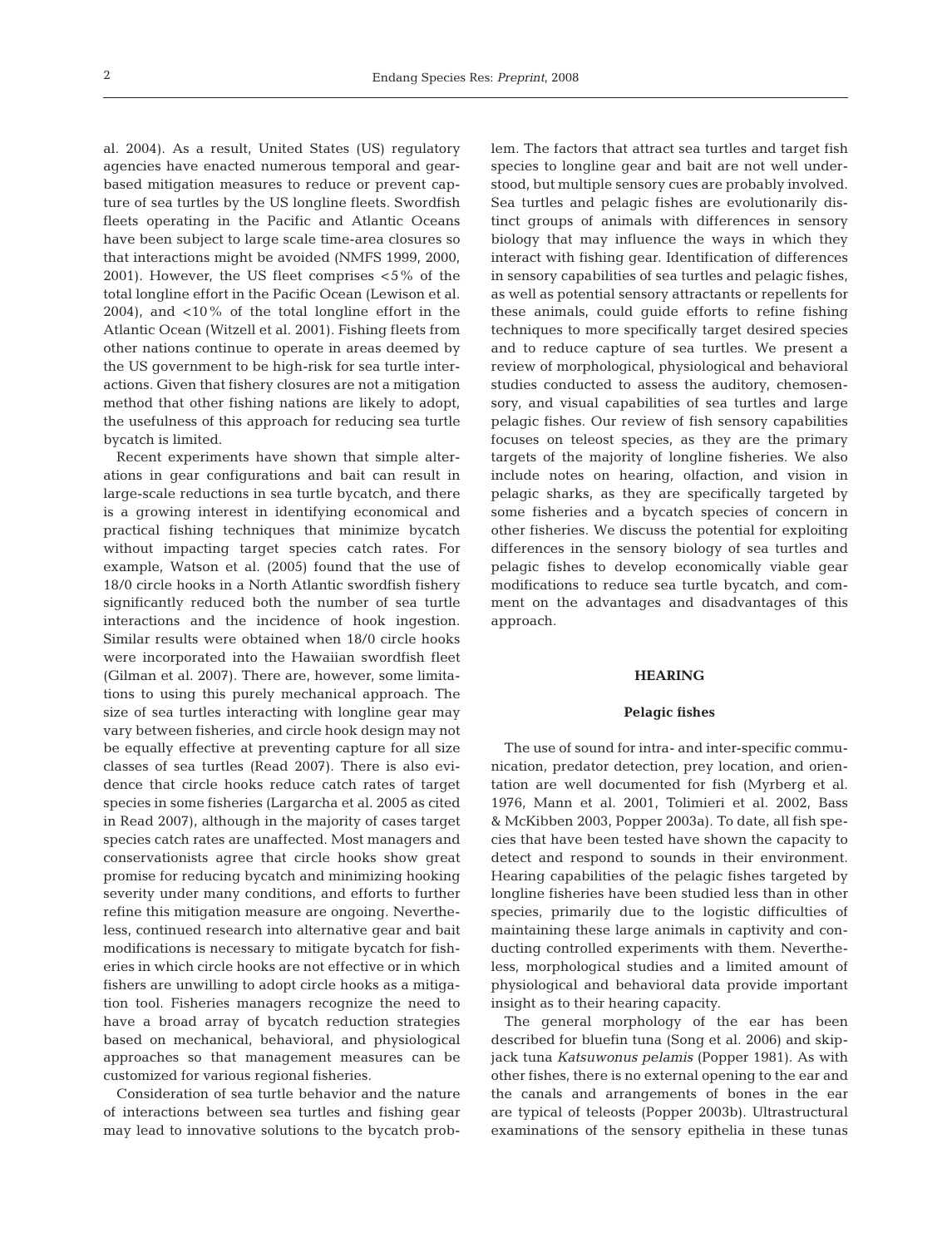al. 2004). As a result, United States (US) regulatory agencies have enacted numerous temporal and gear-based mitigation measures to reduce or prevent capture of sea turtles by the US longline fleets. Swordfish fleets operating in the Pacific and Atlantic Oceans have been subject to large scale time-area closures so that interactions might be avoided (NMFS 1999, 2000, 2001). However, the US fleet comprises <5% of the total longline effort in the Pacific Ocean (Lewison et al. 2004), and <10% of the total longline effort in the Atlantic Ocean (Witzell et al. 2001). Fishing fleets from other nations continue to operate in areas deemed by the US government to be high-risk for sea turtle interactions. Given that fishery closures are not a mitigation method that other fishing nations are likely to adopt, the usefulness of this approach for reducing sea turtle bycatch is limited.

Recent experiments have shown that simple alterations in gear configurations and bait can result in large-scale reductions in sea turtle bycatch, and there is a growing interest in identifying economical and practical fishing techniques that minimize bycatch without impacting target species catch rates. For example, Watson et al. (2005) found that the use of 18/0 circle hooks in a North Atlantic swordfish fishery significantly reduced both the number of sea turtle interactions and the incidence of hook ingestion. Similar results were obtained when 18/0 circle hooks were incorporated into the Hawaiian swordfish fleet (Gilman et al. 2007). There are, however, some limitations to using this purely mechanical approach. The size of sea turtles interacting with longline gear may vary between fisheries, and circle hook design may not be equally effective at preventing capture for all size classes of sea turtles (Read 2007). There is also evidence that circle hooks reduce catch rates of target species in some fisheries (Largarcha et al. 2005 as cited in Read 2007), although in the majority of cases target species catch rates are unaffected. Most managers and conservationists agree that circle hooks show great promise for reducing bycatch and minimizing hooking severity under many conditions, and efforts to further refine this mitigation measure are ongoing. Nevertheless, continued research into alternative gear and bait modifications is necessary to mitigate bycatch for fisheries in which circle hooks are not effective or in which fishers are unwilling to adopt circle hooks as a mitigation tool. Fisheries managers recognize the need to have a broad array of bycatch reduction strategies based on mechanical, behavioral, and physiological approaches so that management measures can be customized for various regional fisheries.

Consideration of sea turtle behavior and the nature of interactions between sea turtles and fishing gear may lead to innovative solutions to the bycatch problem. The factors that attract sea turtles and target fish species to longline gear and bait are not well understood, but multiple sensory cues are probably involved. Sea turtles and pelagic fishes are evolutionarily distinct groups of animals with differences in sensory biology that may influence the ways in which they interact with fishing gear. Identification of differences in sensory capabilities of sea turtles and pelagic fishes, as well as potential sensory attractants or repellents for these animals, could guide efforts to refine fishing techniques to more specifically target desired species and to reduce capture of sea turtles. We present a review of morphological, physiological and behavioral studies conducted to assess the auditory, chemosensory, and visual capabilities of sea turtles and large pelagic fishes. Our review of fish sensory capabilities focuses on teleost species, as they are the primary targets of the majority of longline fisheries. We also include notes on hearing, olfaction, and vision in pelagic sharks, as they are specifically targeted by some fisheries and a bycatch species of concern in other fisheries. We discuss the potential for exploiting differences in the sensory biology of sea turtles and pelagic fishes to develop economically viable gear modifications to reduce sea turtle bycatch, and comment on the advantages and disadvantages of this approach.

## HEARING

### Pelagic fishes

The use of sound for intra- and inter-specific communication, predator detection, prey location, and orientation are well documented for fish (Myrberg et al. 1976, Mann et al. 2001, Tolimieri et al. 2002, Bass & McKibben 2003, Popper 2003a). To date, all fish species that have been tested have shown the capacity to detect and respond to sounds in their environment. Hearing capabilities of the pelagic fishes targeted by longline fisheries have been studied less than in other species, primarily due to the logistic difficulties of maintaining these large animals in captivity and conducting controlled experiments with them. Nevertheless, morphological studies and a limited amount of physiological and behavioral data provide important insight as to their hearing capacity.

The general morphology of the ear has been described for bluefin tuna (Song et al. 2006) and skipjack tuna *Katsuwonus pelamis* (Popper 1981). As with other fishes, there is no external opening to the ear and the canals and arrangements of bones in the ear are typical of teleosts (Popper 2003b). Ultrastructural examinations of the sensory epithelia in these tunas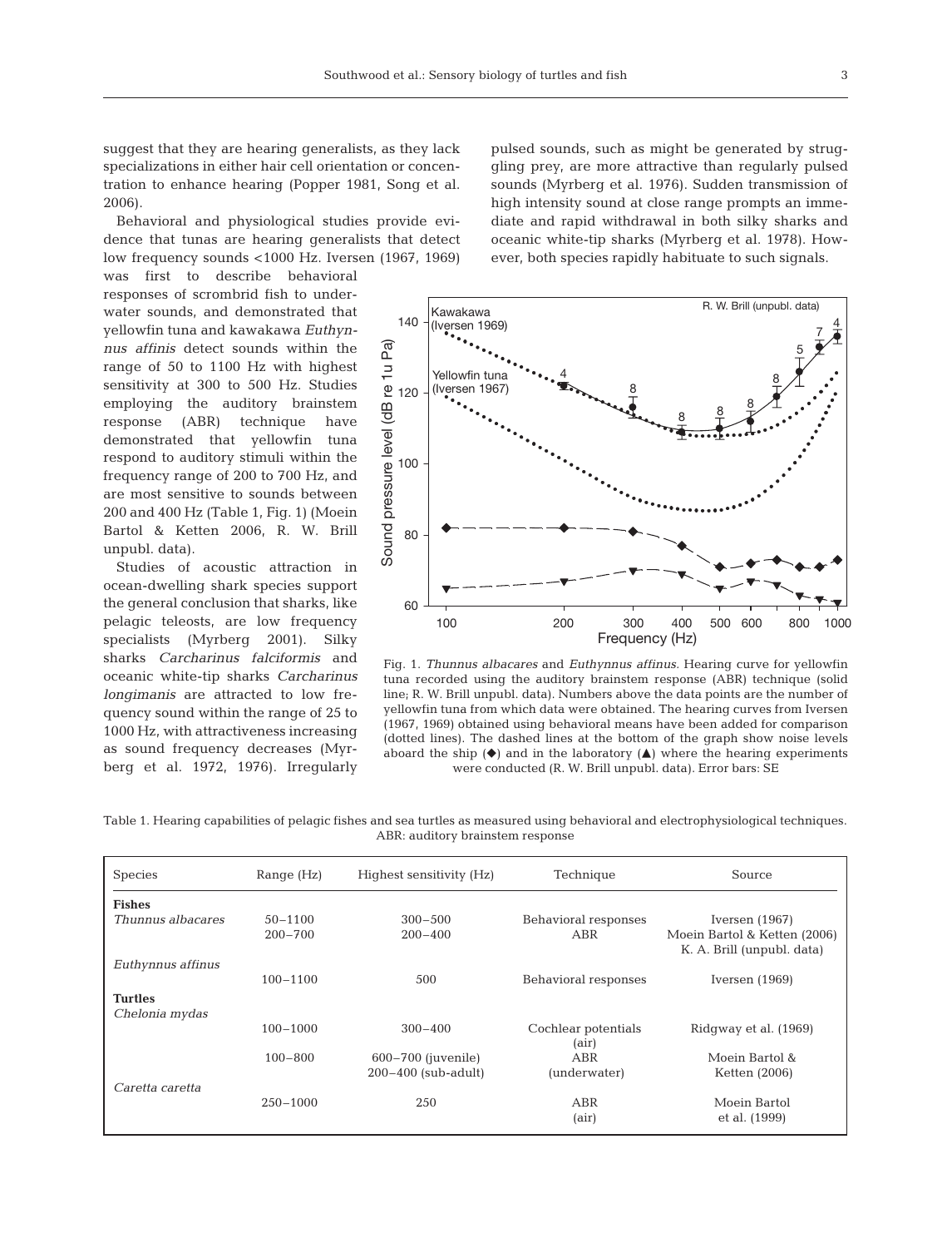suggest that they are hearing generalists, as they lack specializations in either hair cell orientation or concentration to enhance hearing (Popper 1981, Song et al. 2006).

Behavioral and physiological studies provide evidence that tunas are hearing generalists that detect low frequency sounds <1000 Hz. Iversen (1967, 1969) was first to describe behavioral responses of scombrid fish to underwater sounds, and demonstrated that yellowfin tuna and kawakawa *Euthynnus affinis* detect sounds within the range of 50 to 1100 Hz with highest sensitivity at 300 to 500 Hz. Studies employing the auditory brainstem response (ABR) technique have demonstrated that yellowfin tuna respond to auditory stimuli within the frequency range of 200 to 700 Hz, and are most sensitive to sounds between 200 and 400 Hz (Table 1, Fig. 1) (Moein Bartol & Ketten 2006, R. W. Brill unpubl. data).

Studies of acoustic attraction in ocean-dwelling shark species support the general conclusion that sharks, like pelagic teleosts, are low frequency specialists (Myrberg 2001). Silky sharks *Carcharinus falciformis* and oceanic white-tip sharks *Carcharinus longimanis* are attracted to low frequency sound within the range of 25 to 1000 Hz, with attractiveness increasing as sound frequency decreases (Myrberg et al. 1972, 1976). Irregularly pulsed sounds, such as might be generated by struggling prey, are more attractive than regularly pulsed sounds (Myrberg et al. 1976). Sudden transmission of high intensity sound at close range prompts an immediate and rapid withdrawal in both silky sharks and oceanic white-tip sharks (Myrberg et al. 1978). However, both species rapidly habituate to such signals.

Fig. 1. *Thunnus albacares* and *Euthynnus affinus.* Hearing curve for yellowfin tuna recorded using the auditory brainstem response (ABR) technique (solid line; R. W. Brill unpubl. data). Numbers above the data points are the number of yellowfin tuna from which data were obtained. The hearing curves from Iversen (1967, 1969) obtained using behavioral means have been added for comparison (dotted lines). The dashed lines at the bottom of the graph show noise levels aboard the ship (◆) and in the laboratory (▲) where the hearing experiments were conducted (R. W. Brill unpubl. data). Error bars: SE

Table 1. Hearing capabilities of pelagic fishes and sea turtles as measured using behavioral and electrophysiological techniques. ABR: auditory brainstem response

| Species | Range (Hz) | Highest sensitivity (Hz) | Technique | Source |
|---|---|---|---|---|
| **Fishes** | | | | |
| *Thunnus albacares* | 50–1100 | 300–500 | Behavioral responses | Iversen (1967) |
| | 200–700 | 200–400 | ABR | Moein Bartol & Ketten (2006) K. A. Brill (unpubl. data) |
| *Euthynnus affinus* | | | | |
| | 100–1100 | 500 | Behavioral responses | Iversen (1969) |
| **Turtles** | | | | |
| *Chelonia mydas* | | | | |
| | 100–1000 | 300–400 | Cochlear potentials (air) | Ridgway et al. (1969) |
| | 100–800 | 600–700 (juvenile) 200–400 (sub-adult) | ABR (underwater) | Moein Bartol & Ketten (2006) |
| *Caretta caretta* | | | | |
| | 250–1000 | 250 | ABR (air) | Moein Bartol et al. (1999) |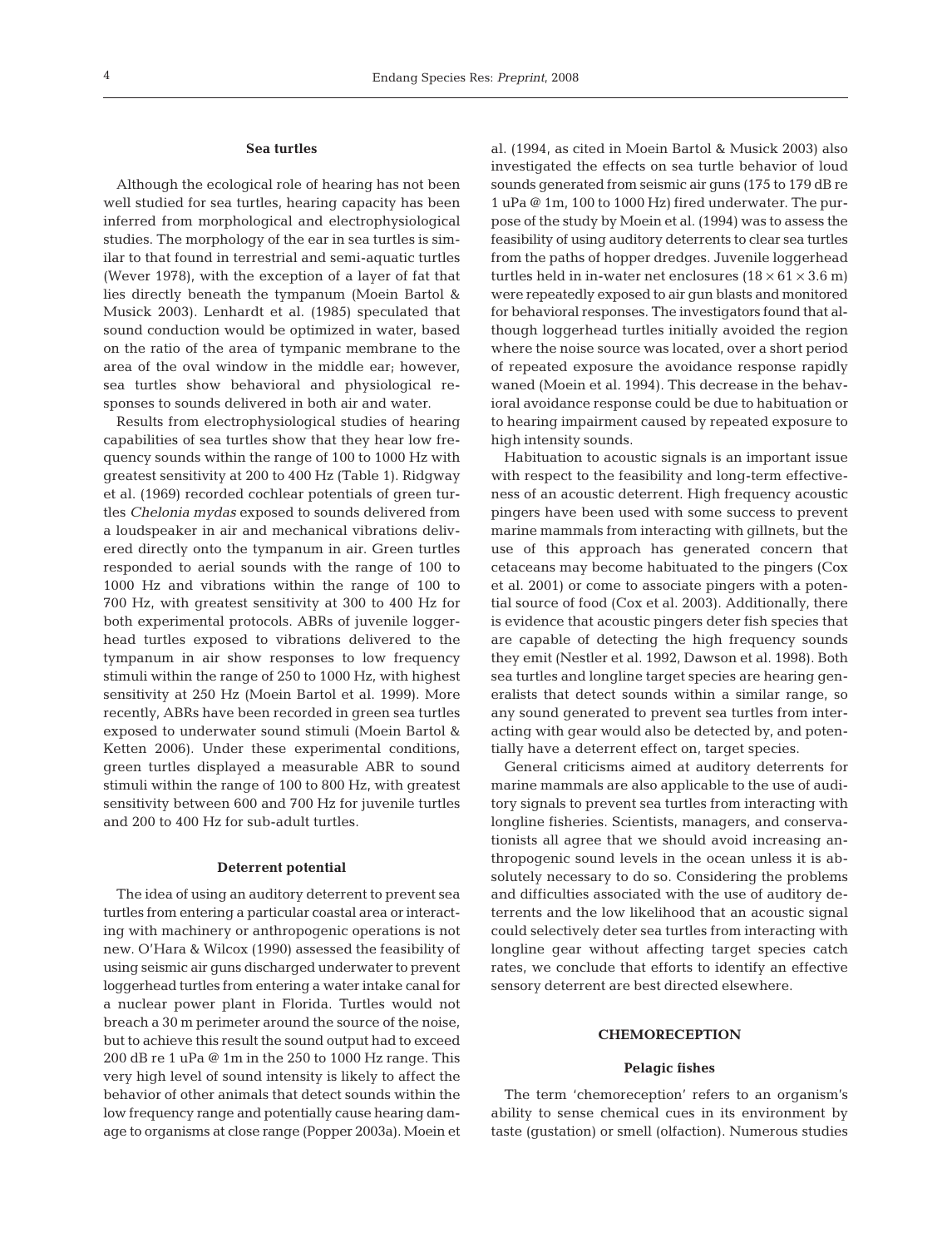### Sea turtles

Although the ecological role of hearing has not been well studied for sea turtles, hearing capacity has been inferred from morphological and electrophysiological studies. The morphology of the ear in sea turtles is similar to that found in terrestrial and semi-aquatic turtles (Wever 1978), with the exception of a layer of fat that lies directly beneath the tympanum (Moein Bartol & Musick 2003). Lenhardt et al. (1985) speculated that sound conduction would be optimized in water, based on the ratio of the area of tympanic membrane to the area of the oval window in the middle ear; however, sea turtles show behavioral and physiological responses to sounds delivered in both air and water.

Results from electrophysiological studies of hearing capabilities of sea turtles show that they hear low frequency sounds within the range of 100 to 1000 Hz with greatest sensitivity at 200 to 400 Hz (Table 1). Ridgway et al. (1969) recorded cochlear potentials of green turtles *Chelonia mydas* exposed to sounds delivered from a loudspeaker in air and mechanical vibrations delivered directly onto the tympanum in air. Green turtles responded to aerial sounds with the range of 100 to 1000 Hz and vibrations within the range of 100 to 700 Hz, with greatest sensitivity at 300 to 400 Hz for both experimental protocols. ABRs of juvenile loggerhead turtles exposed to vibrations delivered to the tympanum in air show responses to low frequency stimuli within the range of 250 to 1000 Hz, with highest sensitivity at 250 Hz (Moein Bartol et al. 1999). More recently, ABRs have been recorded in green sea turtles exposed to underwater sound stimuli (Moein Bartol & Ketten 2006). Under these experimental conditions, green turtles displayed a measurable ABR to sound stimuli within the range of 100 to 800 Hz, with greatest sensitivity between 600 and 700 Hz for juvenile turtles and 200 to 400 Hz for sub-adult turtles.

### Deterrent potential

The idea of using an auditory deterrent to prevent sea turtles from entering a particular coastal area or interacting with machinery or anthropogenic operations is not new. O'Hara & Wilcox (1990) assessed the feasibility of using seismic air guns discharged underwater to prevent loggerhead turtles from entering a water intake canal for a nuclear power plant in Florida. Turtles would not breach a 30 m perimeter around the source of the noise, but to achieve this result the sound output had to exceed 200 dB re 1 uPa @ 1m in the 250 to 1000 Hz range. This very high level of sound intensity is likely to affect the behavior of other animals that detect sounds within the low frequency range and potentially cause hearing damage to organisms at close range (Popper 2003a). Moein et al. (1994, as cited in Moein Bartol & Musick 2003) also investigated the effects on sea turtle behavior of loud sounds generated from seismic air guns (175 to 179 dB re 1 uPa @ 1m, 100 to 1000 Hz) fired underwater. The purpose of the study by Moein et al. (1994) was to assess the feasibility of using auditory deterrents to clear sea turtles from the paths of hopper dredges. Juvenile loggerhead turtles held in in-water net enclosures ($18 \times 61 \times 3.6$ m) were repeatedly exposed to air gun blasts and monitored for behavioral responses. The investigators found that although loggerhead turtles initially avoided the region where the noise source was located, over a short period of repeated exposure the avoidance response rapidly waned (Moein et al. 1994). This decrease in the behavioral avoidance response could be due to habituation or to hearing impairment caused by repeated exposure to high intensity sounds.

Habituation to acoustic signals is an important issue with respect to the feasibility and long-term effectiveness of an acoustic deterrent. High frequency acoustic pingers have been used with some success to prevent marine mammals from interacting with gillnets, but the use of this approach has generated concern that cetaceans may become habituated to the pingers (Cox et al. 2001) or come to associate pingers with a potential source of food (Cox et al. 2003). Additionally, there is evidence that acoustic pingers deter fish species that are capable of detecting the high frequency sounds they emit (Nestler et al. 1992, Dawson et al. 1998). Both sea turtles and longline target species are hearing generalists that detect sounds within a similar range, so any sound generated to prevent sea turtles from interacting with gear would also be detected by, and potentially have a deterrent effect on, target species.

General criticisms aimed at auditory deterrents for marine mammals are also applicable to the use of auditory signals to prevent sea turtles from interacting with longline fisheries. Scientists, managers, and conservationists all agree that we should avoid increasing anthropogenic sound levels in the ocean unless it is absolutely necessary to do so. Considering the problems and difficulties associated with the use of auditory deterrents and the low likelihood that an acoustic signal could selectively deter sea turtles from interacting with longline gear without affecting target species catch rates, we conclude that efforts to identify an effective sensory deterrent are best directed elsewhere.

## CHEMORECEPTION

### Pelagic fishes

The term 'chemoreception' refers to an organism's ability to sense chemical cues in its environment by taste (gustation) or smell (olfaction). Numerous studies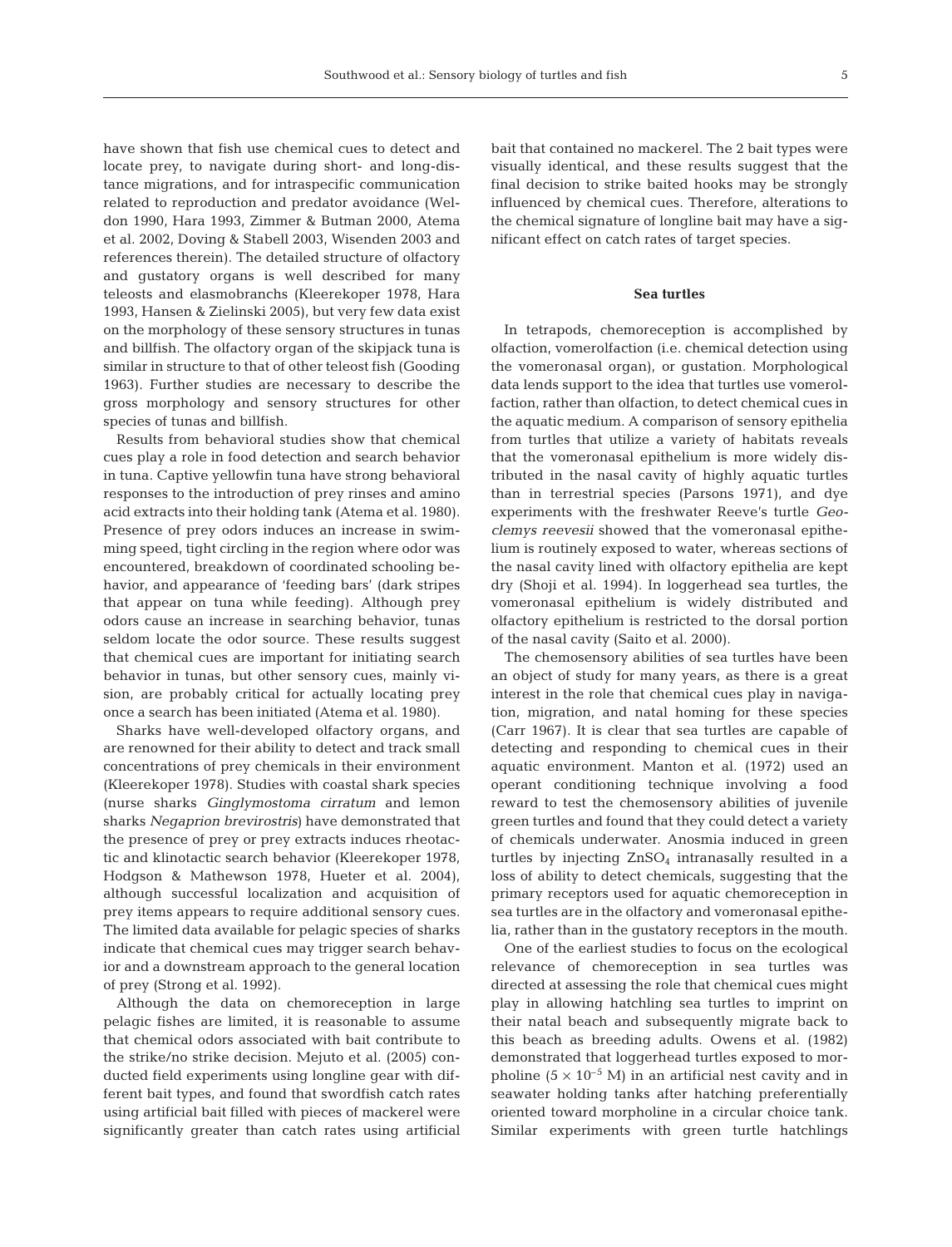have shown that fish use chemical cues to detect and locate prey, to navigate during short- and long-distance migrations, and for intraspecific communication related to reproduction and predator avoidance (Weldon 1990, Hara 1993, Zimmer & Butman 2000, Atema et al. 2002, Doving & Stabell 2003, Wisenden 2003 and references therein). The detailed structure of olfactory and gustatory organs is well described for many teleosts and elasmobranchs (Kleerekoper 1978, Hara 1993, Hansen & Zielinski 2005), but very few data exist on the morphology of these sensory structures in tunas and billfish. The olfactory organ of the skipjack tuna is similar in structure to that of other teleost fish (Gooding 1963). Further studies are necessary to describe the gross morphology and sensory structures for other species of tunas and billfish.

Results from behavioral studies show that chemical cues play a role in food detection and search behavior in tuna. Captive yellowfin tuna have strong behavioral responses to the introduction of prey rinses and amino acid extracts into their holding tank (Atema et al. 1980). Presence of prey odors induces an increase in swimming speed, tight circling in the region where odor was encountered, breakdown of coordinated schooling behavior, and appearance of 'feeding bars' (dark stripes that appear on tuna while feeding). Although prey odors cause an increase in searching behavior, tunas seldom locate the odor source. These results suggest that chemical cues are important for initiating search behavior in tunas, but other sensory cues, mainly vision, are probably critical for actually locating prey once a search has been initiated (Atema et al. 1980).

Sharks have well-developed olfactory organs, and are renowned for their ability to detect and track small concentrations of prey chemicals in their environment (Kleerekoper 1978). Studies with coastal shark species (nurse sharks *Ginglymostoma cirratum* and lemon sharks *Negaprion brevirostris*) have demonstrated that the presence of prey or prey extracts induces rheotactic and klinotactic search behavior (Kleerekoper 1978, Hodgson & Mathewson 1978, Hueter et al. 2004), although successful localization and acquisition of prey items appears to require additional sensory cues. The limited data available for pelagic species of sharks indicate that chemical cues may trigger search behavior and a downstream approach to the general location of prey (Strong et al. 1992).

Although the data on chemoreception in large pelagic fishes are limited, it is reasonable to assume that chemical odors associated with bait contribute to the strike/no strike decision. Mejuto et al. (2005) conducted field experiments using longline gear with different bait types, and found that swordfish catch rates using artificial bait filled with pieces of mackerel were significantly greater than catch rates using artificial bait that contained no mackerel. The 2 bait types were visually identical, and these results suggest that the final decision to strike baited hooks may be strongly influenced by chemical cues. Therefore, alterations to the chemical signature of longline bait may have a significant effect on catch rates of target species.

### Sea turtles

In tetrapods, chemoreception is accomplished by olfaction, vomerolfaction (i.e. chemical detection using the vomeronasal organ), or gustation. Morphological data lends support to the idea that turtles use vomerolfaction, rather than olfaction, to detect chemical cues in the aquatic medium. A comparison of sensory epithelia from turtles that utilize a variety of habitats reveals that the vomeronasal epithelium is more widely distributed in the nasal cavity of highly aquatic turtles than in terrestrial species (Parsons 1971), and dye experiments with the freshwater Reeve's turtle *Geoclemys reevesii* showed that the vomeronasal epithelium is routinely exposed to water, whereas sections of the nasal cavity lined with olfactory epithelia are kept dry (Shoji et al. 1994). In loggerhead sea turtles, the vomeronasal epithelium is widely distributed and olfactory epithelium is restricted to the dorsal portion of the nasal cavity (Saito et al. 2000).

The chemosensory abilities of sea turtles have been an object of study for many years, as there is a great interest in the role that chemical cues play in navigation, migration, and natal homing for these species (Carr 1967). It is clear that sea turtles are capable of detecting and responding to chemical cues in their aquatic environment. Manton et al. (1972) used an operant conditioning technique involving a food reward to test the chemosensory abilities of juvenile green turtles and found that they could detect a variety of chemicals underwater. Anosmia induced in green turtles by injecting $ZnSO_4$ intranasally resulted in a loss of ability to detect chemicals, suggesting that the primary receptors used for aquatic chemoreception in sea turtles are in the olfactory and vomeronasal epithelia, rather than in the gustatory receptors in the mouth.

One of the earliest studies to focus on the ecological relevance of chemoreception in sea turtles was directed at assessing the role that chemical cues might play in allowing hatchling sea turtles to imprint on their natal beach and subsequently migrate back to this beach as breeding adults. Owens et al. (1982) demonstrated that loggerhead turtles exposed to morpholine ($5 \times 10^{-5}$ M) in an artificial nest cavity and in seawater holding tanks after hatching preferentially oriented toward morpholine in a circular choice tank. Similar experiments with green turtle hatchlings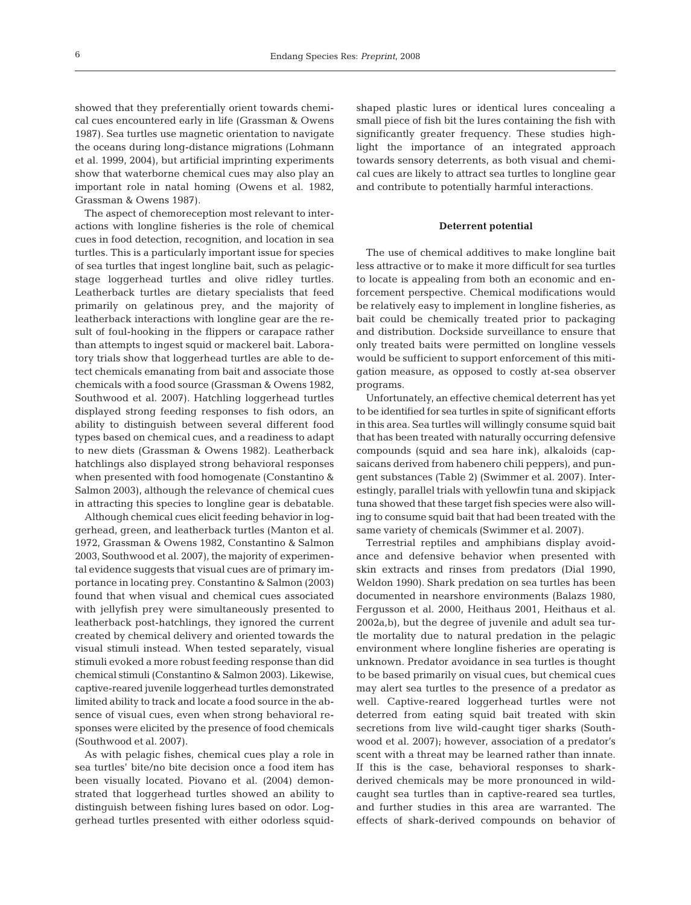showed that they preferentially orient towards chemical cues encountered early in life (Grassman & Owens 1987). Sea turtles use magnetic orientation to navigate the oceans during long-distance migrations (Lohmann et al. 1999, 2004), but artificial imprinting experiments show that waterborne chemical cues may also play an important role in natal homing (Owens et al. 1982, Grassman & Owens 1987).

The aspect of chemoreception most relevant to interactions with longline fisheries is the role of chemical cues in food detection, recognition, and location in sea turtles. This is a particularly important issue for species of sea turtles that ingest longline bait, such as pelagic-stage loggerhead turtles and olive ridley turtles. Leatherback turtles are dietary specialists that feed primarily on gelatinous prey, and the majority of leatherback interactions with longline gear are the result of foul-hooking in the flippers or carapace rather than attempts to ingest squid or mackerel bait. Laboratory trials show that loggerhead turtles are able to detect chemicals emanating from bait and associate those chemicals with a food source (Grassman & Owens 1982, Southwood et al. 2007). Hatchling loggerhead turtles displayed strong feeding responses to fish odors, an ability to distinguish between several different food types based on chemical cues, and a readiness to adapt to new diets (Grassman & Owens 1982). Leatherback hatchlings also displayed strong behavioral responses when presented with food homogenate (Constantino & Salmon 2003), although the relevance of chemical cues in attracting this species to longline gear is debatable.

Although chemical cues elicit feeding behavior in loggerhead, green, and leatherback turtles (Manton et al. 1972, Grassman & Owens 1982, Constantino & Salmon 2003, Southwood et al. 2007), the majority of experimental evidence suggests that visual cues are of primary importance in locating prey. Constantino & Salmon (2003) found that when visual and chemical cues associated with jellyfish prey were simultaneously presented to leatherback post-hatchlings, they ignored the current created by chemical delivery and oriented towards the visual stimuli instead. When tested separately, visual stimuli evoked a more robust feeding response than did chemical stimuli (Constantino & Salmon 2003). Likewise, captive-reared juvenile loggerhead turtles demonstrated limited ability to track and locate a food source in the absence of visual cues, even when strong behavioral responses were elicited by the presence of food chemicals (Southwood et al. 2007).

As with pelagic fishes, chemical cues play a role in sea turtles' bite/no bite decision once a food item has been visually located. Piovano et al. (2004) demonstrated that loggerhead turtles showed an ability to distinguish between fishing lures based on odor. Loggerhead turtles presented with either odorless squid-shaped plastic lures or identical lures concealing a small piece of fish bit the lures containing the fish with significantly greater frequency. These studies highlight the importance of an integrated approach towards sensory deterrents, as both visual and chemical cues are likely to attract sea turtles to longline gear and contribute to potentially harmful interactions.

### Deterrent potential

The use of chemical additives to make longline bait less attractive or to make it more difficult for sea turtles to locate is appealing from both an economic and enforcement perspective. Chemical modifications would be relatively easy to implement in longline fisheries, as bait could be chemically treated prior to packaging and distribution. Dockside surveillance to ensure that only treated baits were permitted on longline vessels would be sufficient to support enforcement of this mitigation measure, as opposed to costly at-sea observer programs.

Unfortunately, an effective chemical deterrent has yet to be identified for sea turtles in spite of significant efforts in this area. Sea turtles will willingly consume squid bait that has been treated with naturally occurring defensive compounds (squid and sea hare ink), alkaloids (capsaicans derived from habenero chili peppers), and pungent substances (Table 2) (Swimmer et al. 2007). Interestingly, parallel trials with yellowfin tuna and skipjack tuna showed that these target fish species were also willing to consume squid bait that had been treated with the same variety of chemicals (Swimmer et al. 2007).

Terrestrial reptiles and amphibians display avoidance and defensive behavior when presented with skin extracts and rinses from predators (Dial 1990, Weldon 1990). Shark predation on sea turtles has been documented in nearshore environments (Balazs 1980, Fergusson et al. 2000, Heithaus 2001, Heithaus et al. 2002a,b), but the degree of juvenile and adult sea turtle mortality due to natural predation in the pelagic environment where longline fisheries are operating is unknown. Predator avoidance in sea turtles is thought to be based primarily on visual cues, but chemical cues may alert sea turtles to the presence of a predator as well. Captive-reared loggerhead turtles were not deterred from eating squid bait treated with skin secretions from live wild-caught tiger sharks (Southwood et al. 2007); however, association of a predator's scent with a threat may be learned rather than innate. If this is the case, behavioral responses to shark-derived chemicals may be more pronounced in wild-caught sea turtles than in captive-reared sea turtles, and further studies in this area are warranted. The effects of shark-derived compounds on behavior of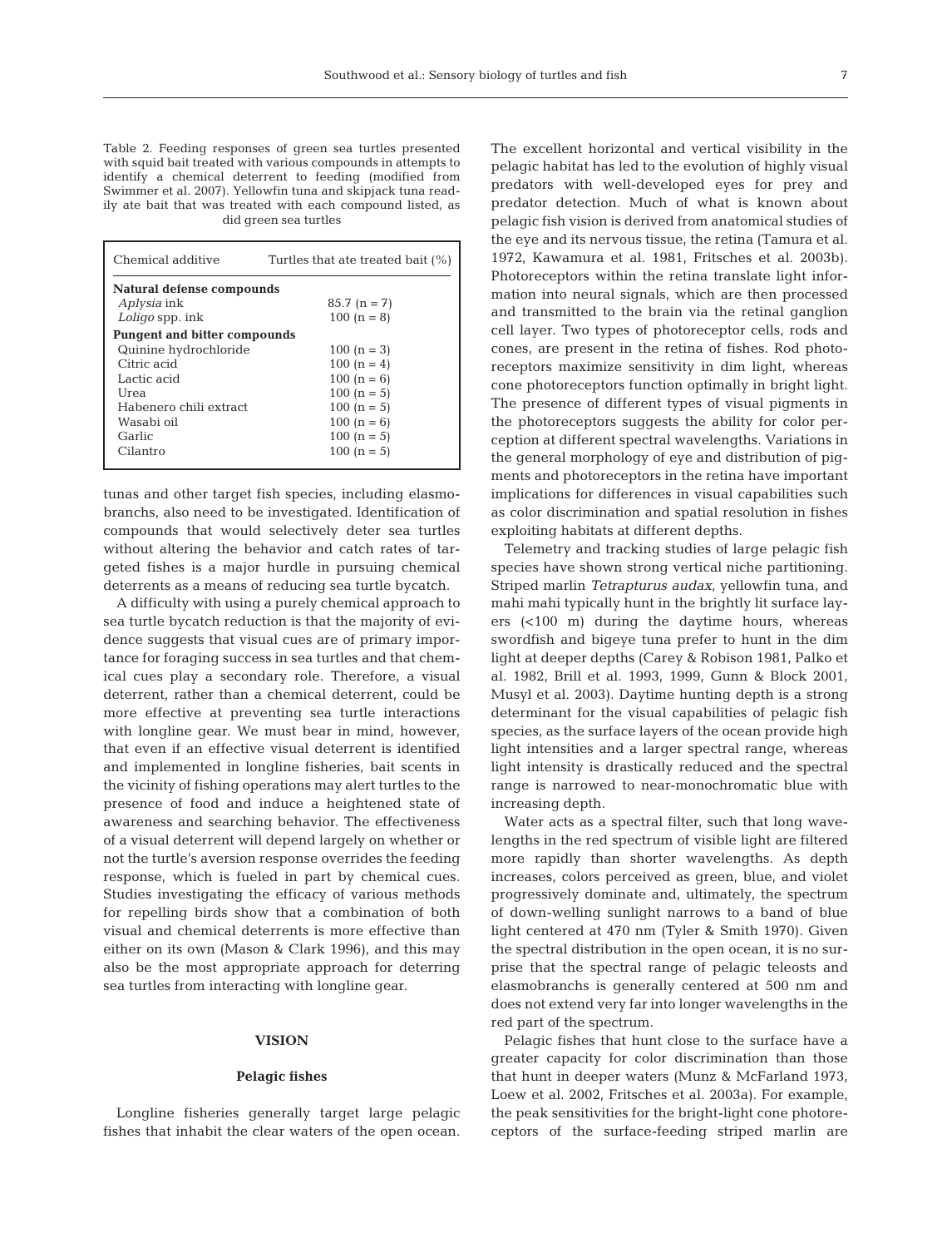Table 2. Feeding responses of green sea turtles presented with squid bait treated with various compounds in attempts to identify a chemical deterrent to feeding (modified from Swimmer et al. 2007). Yellowfin tuna and skipjack tuna readily ate bait that was treated with each compound listed, as did green sea turtles

| Chemical additive | Turtles that ate treated bait (%) |
|---|---|
| **Natural defense compounds** | |
| *Aplysia* ink | 85.7 (n = 7) |
| *Loligo* spp. ink | 100 (n = 8) |
| **Pungent and bitter compounds** | |
| Quinine hydrochloride | 100 (n = 3) |
| Citric acid | 100 (n = 4) |
| Lactic acid | 100 (n = 6) |
| Urea | 100 (n = 5) |
| Habenero chili extract | 100 (n = 5) |
| Wasabi oil | 100 (n = 6) |
| Garlic | 100 (n = 5) |
| Cilantro | 100 (n = 5) |

tunas and other target fish species, including elasmobranchs, also need to be investigated. Identification of compounds that would selectively deter sea turtles without altering the behavior and catch rates of targeted fishes is a major hurdle in pursuing chemical deterrents as a means of reducing sea turtle bycatch.

A difficulty with using a purely chemical approach to sea turtle bycatch reduction is that the majority of evidence suggests that visual cues are of primary importance for foraging success in sea turtles and that chemical cues play a secondary role. Therefore, a visual deterrent, rather than a chemical deterrent, could be more effective at preventing sea turtle interactions with longline gear. We must bear in mind, however, that even if an effective visual deterrent is identified and implemented in longline fisheries, bait scents in the vicinity of fishing operations may alert turtles to the presence of food and induce a heightened state of awareness and searching behavior. The effectiveness of a visual deterrent will depend largely on whether or not the turtle's aversion response overrides the feeding response, which is fueled in part by chemical cues. Studies investigating the efficacy of various methods for repelling birds show that a combination of both visual and chemical deterrents is more effective than either on its own (Mason & Clark 1996), and this may also be the most appropriate approach for deterring sea turtles from interacting with longline gear.

## VISION

### Pelagic fishes

Longline fisheries generally target large pelagic fishes that inhabit the clear waters of the open ocean. The excellent horizontal and vertical visibility in the pelagic habitat has led to the evolution of highly visual predators with well-developed eyes for prey and predator detection. Much of what is known about pelagic fish vision is derived from anatomical studies of the eye and its nervous tissue, the retina (Tamura et al. 1972, Kawamura et al. 1981, Fritsches et al. 2003b). Photoreceptors within the retina translate light information into neural signals, which are then processed and transmitted to the brain via the retinal ganglion cell layer. Two types of photoreceptor cells, rods and cones, are present in the retina of fishes. Rod photoreceptors maximize sensitivity in dim light, whereas cone photoreceptors function optimally in bright light. The presence of different types of visual pigments in the photoreceptors suggests the ability for color perception at different spectral wavelengths. Variations in the general morphology of eye and distribution of pigments and photoreceptors in the retina have important implications for differences in visual capabilities such as color discrimination and spatial resolution in fishes exploiting habitats at different depths.

Telemetry and tracking studies of large pelagic fish species have shown strong vertical niche partitioning. Striped marlin *Tetrapturus audax*, yellowfin tuna, and mahi mahi typically hunt in the brightly lit surface layers (<100 m) during the daytime hours, whereas swordfish and bigeye tuna prefer to hunt in the dim light at deeper depths (Carey & Robison 1981, Palko et al. 1982, Brill et al. 1993, 1999, Gunn & Block 2001, Musyl et al. 2003). Daytime hunting depth is a strong determinant for the visual capabilities of pelagic fish species, as the surface layers of the ocean provide high light intensities and a larger spectral range, whereas light intensity is drastically reduced and the spectral range is narrowed to near-monochromatic blue with increasing depth.

Water acts as a spectral filter, such that long wavelengths in the red spectrum of visible light are filtered more rapidly than shorter wavelengths. As depth increases, colors perceived as green, blue, and violet progressively dominate and, ultimately, the spectrum of down-welling sunlight narrows to a band of blue light centered at 470 nm (Tyler & Smith 1970). Given the spectral distribution in the open ocean, it is no surprise that the spectral range of pelagic teleosts and elasmobranchs is generally centered at 500 nm and does not extend very far into longer wavelengths in the red part of the spectrum.

Pelagic fishes that hunt close to the surface have a greater capacity for color discrimination than those that hunt in deeper waters (Munz & McFarland 1973, Loew et al. 2002, Fritsches et al. 2003a). For example, the peak sensitivities for the bright-light cone photoreceptors of the surface-feeding striped marlin are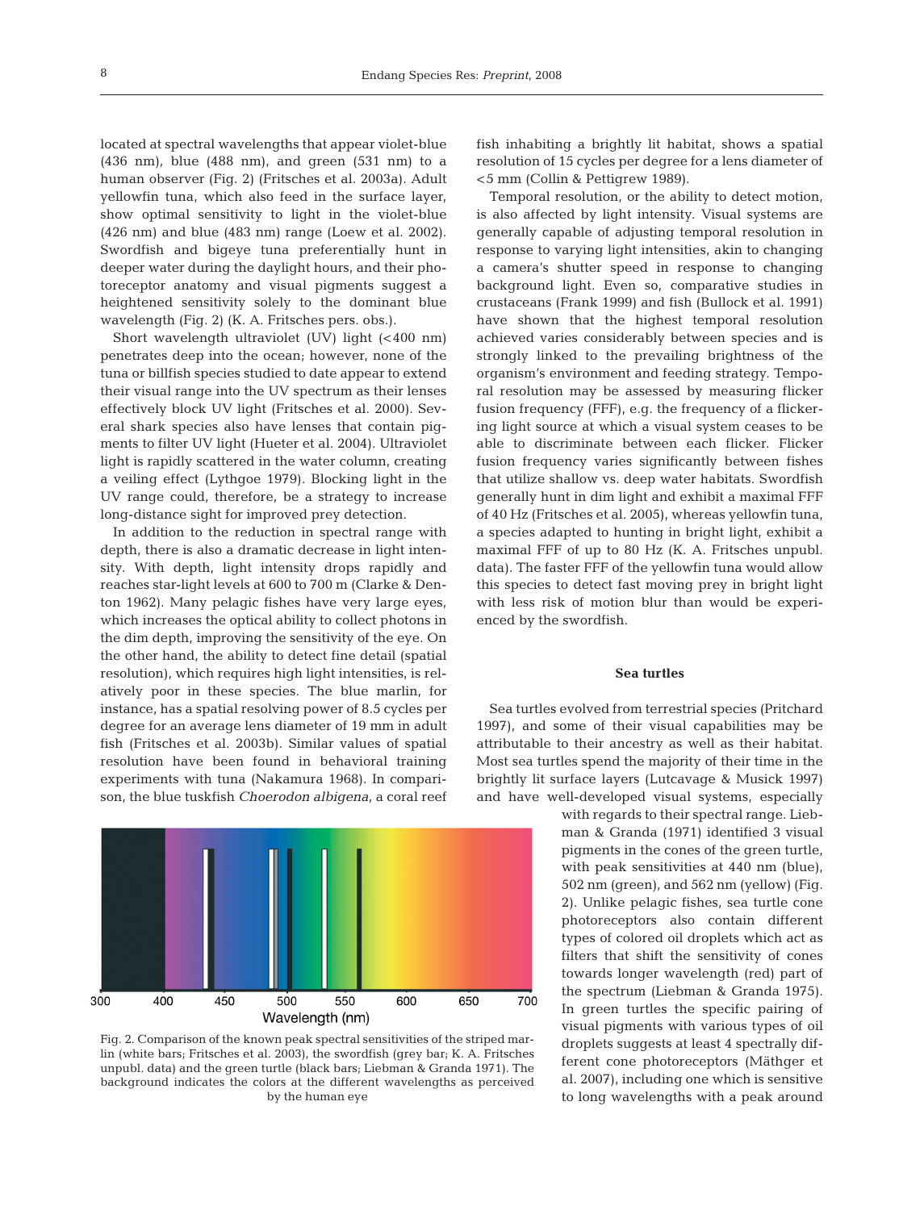located at spectral wavelengths that appear violet-blue (436 nm), blue (488 nm), and green (531 nm) to a human observer (Fig. 2) (Fritsches et al. 2003a). Adult yellowfin tuna, which also feed in the surface layer, show optimal sensitivity to light in the violet-blue (426 nm) and blue (483 nm) range (Loew et al. 2002). Swordfish and bigeye tuna preferentially hunt in deeper water during the daylight hours, and their photoreceptor anatomy and visual pigments suggest a heightened sensitivity solely to the dominant blue wavelength (Fig. 2) (K. A. Fritsches pers. obs.).

Short wavelength ultraviolet (UV) light (<400 nm) penetrates deep into the ocean; however, none of the tuna or billfish species studied to date appear to extend their visual range into the UV spectrum as their lenses effectively block UV light (Fritsches et al. 2000). Several shark species also have lenses that contain pigments to filter UV light (Hueter et al. 2004). Ultraviolet light is rapidly scattered in the water column, creating a veiling effect (Lythgoe 1979). Blocking light in the UV range could, therefore, be a strategy to increase long-distance sight for improved prey detection.

In addition to the reduction in spectral range with depth, there is also a dramatic decrease in light intensity. With depth, light intensity drops rapidly and reaches star-light levels at 600 to 700 m (Clarke & Denton 1962). Many pelagic fishes have very large eyes, which increases the optical ability to collect photons in the dim depth, improving the sensitivity of the eye. On the other hand, the ability to detect fine detail (spatial resolution), which requires high light intensities, is relatively poor in these species. The blue marlin, for instance, has a spatial resolving power of 8.5 cycles per degree for an average lens diameter of 19 mm in adult fish (Fritsches et al. 2003b). Similar values of spatial resolution have been found in behavioral training experiments with tuna (Nakamura 1968). In comparison, the blue tuskfish *Choerodon albigena*, a coral reef fish inhabiting a brightly lit habitat, shows a spatial resolution of 15 cycles per degree for a lens diameter of <5 mm (Collin & Pettigrew 1989).

Temporal resolution, or the ability to detect motion, is also affected by light intensity. Visual systems are generally capable of adjusting temporal resolution in response to varying light intensities, akin to changing a camera's shutter speed in response to changing background light. Even so, comparative studies in crustaceans (Frank 1999) and fish (Bullock et al. 1991) have shown that the highest temporal resolution achieved varies considerably between species and is strongly linked to the prevailing brightness of the organism's environment and feeding strategy. Temporal resolution may be assessed by measuring flicker fusion frequency (FFF), e.g. the frequency of a flickering light source at which a visual system ceases to be able to discriminate between each flicker. Flicker fusion frequency varies significantly between fishes that utilize shallow vs. deep water habitats. Swordfish generally hunt in dim light and exhibit a maximal FFF of 40 Hz (Fritsches et al. 2005), whereas yellowfin tuna, a species adapted to hunting in bright light, exhibit a maximal FFF of up to 80 Hz (K. A. Fritsches unpubl. data). The faster FFF of the yellowfin tuna would allow this species to detect fast moving prey in bright light with less risk of motion blur than would be experienced by the swordfish.

## Sea turtles

Sea turtles evolved from terrestrial species (Pritchard 1997), and some of their visual capabilities may be attributable to their ancestry as well as their habitat. Most sea turtles spend the majority of their time in the brightly lit surface layers (Lutcavage & Musick 1997) and have well-developed visual systems, especially with regards to their spectral range. Liebman & Granda (1971) identified 3 visual pigments in the cones of the green turtle, with peak sensitivities at 440 nm (blue), 502 nm (green), and 562 nm (yellow) (Fig. 2). Unlike pelagic fishes, sea turtle cone photoreceptors also contain different types of colored oil droplets which act as filters that shift the sensitivity of cones towards longer wavelength (red) part of the spectrum (Liebman & Granda 1975). In green turtles the specific pairing of visual pigments with various types of oil droplets suggests at least 4 spectrally different cone photoreceptors (Mäthger et al. 2007), including one which is sensitive to long wavelengths with a peak around

Fig. 2. Comparison of the known peak spectral sensitivities of the striped marlin (white bars; Fritsches et al. 2003), the swordfish (grey bar; K. A. Fritsches unpubl. data) and the green turtle (black bars; Liebman & Granda 1971). The background indicates the colors at the different wavelengths as perceived by the human eye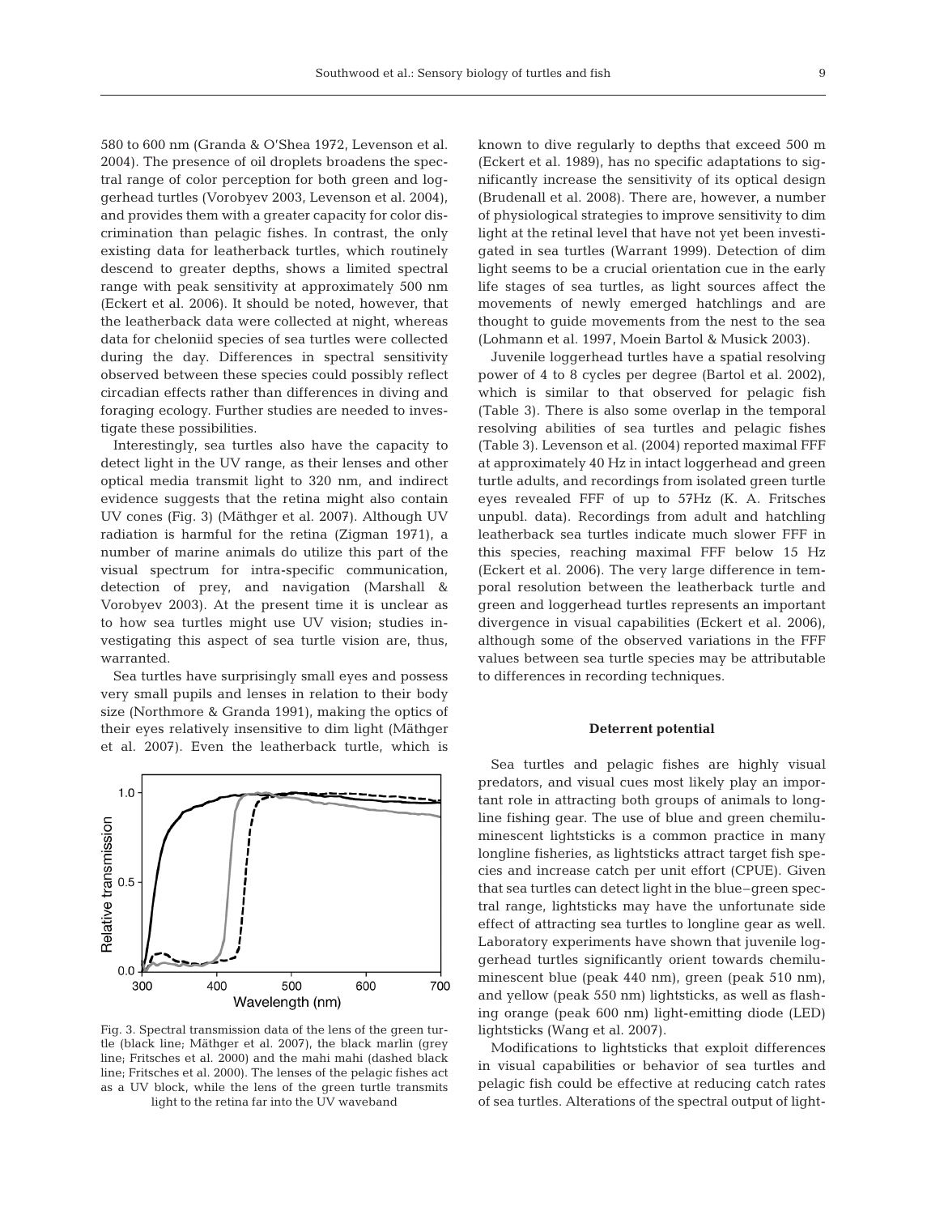580 to 600 nm (Granda & O'Shea 1972, Levenson et al. 2004). The presence of oil droplets broadens the spectral range of color perception for both green and loggerhead turtles (Vorobyev 2003, Levenson et al. 2004), and provides them with a greater capacity for color discrimination than pelagic fishes. In contrast, the only existing data for leatherback turtles, which routinely descend to greater depths, shows a limited spectral range with peak sensitivity at approximately 500 nm (Eckert et al. 2006). It should be noted, however, that the leatherback data were collected at night, whereas data for cheloniid species of sea turtles were collected during the day. Differences in spectral sensitivity observed between these species could possibly reflect circadian effects rather than differences in diving and foraging ecology. Further studies are needed to investigate these possibilities.

Interestingly, sea turtles also have the capacity to detect light in the UV range, as their lenses and other optical media transmit light to 320 nm, and indirect evidence suggests that the retina might also contain UV cones (Fig. 3) (Mäthger et al. 2007). Although UV radiation is harmful for the retina (Zigman 1971), a number of marine animals do utilize this part of the visual spectrum for intra-specific communication, detection of prey, and navigation (Marshall & Vorobyev 2003). At the present time it is unclear as to how sea turtles might use UV vision; studies investigating this aspect of sea turtle vision are, thus, warranted.

Sea turtles have surprisingly small eyes and possess very small pupils and lenses in relation to their body size (Northmore & Granda 1991), making the optics of their eyes relatively insensitive to dim light (Mäthger et al. 2007). Even the leatherback turtle, which is known to dive regularly to depths that exceed 500 m (Eckert et al. 1989), has no specific adaptations to significantly increase the sensitivity of its optical design (Brudenall et al. 2008). There are, however, a number of physiological strategies to improve sensitivity to dim light at the retinal level that have not yet been investigated in sea turtles (Warrant 1999). Detection of dim light seems to be a crucial orientation cue in the early life stages of sea turtles, as light sources affect the movements of newly emerged hatchlings and are thought to guide movements from the nest to the sea (Lohmann et al. 1997, Moein Bartol & Musick 2003).

Fig. 3. Spectral transmission data of the lens of the green turtle (black line; Mäthger et al. 2007), the black marlin (grey line; Fritsches et al. 2000) and the mahi mahi (dashed black line; Fritsches et al. 2000). The lenses of the pelagic fishes act as a UV block, while the lens of the green turtle transmits light to the retina far into the UV waveband

Juvenile loggerhead turtles have a spatial resolving power of 4 to 8 cycles per degree (Bartol et al. 2002), which is similar to that observed for pelagic fish (Table 3). There is also some overlap in the temporal resolving abilities of sea turtles and pelagic fishes (Table 3). Levenson et al. (2004) reported maximal FFF at approximately 40 Hz in intact loggerhead and green turtle adults, and recordings from isolated green turtle eyes revealed FFF of up to 57Hz (K. A. Fritsches unpubl. data). Recordings from adult and hatchling leatherback sea turtles indicate much slower FFF in this species, reaching maximal FFF below 15 Hz (Eckert et al. 2006). The very large difference in temporal resolution between the leatherback turtle and green and loggerhead turtles represents an important divergence in visual capabilities (Eckert et al. 2006), although some of the observed variations in the FFF values between sea turtle species may be attributable to differences in recording techniques.

### Deterrent potential

Sea turtles and pelagic fishes are highly visual predators, and visual cues most likely play an important role in attracting both groups of animals to longline fishing gear. The use of blue and green chemiluminescent lightsticks is a common practice in many longline fisheries, as lightsticks attract target fish species and increase catch per unit effort (CPUE). Given that sea turtles can detect light in the blue–green spectral range, lightsticks may have the unfortunate side effect of attracting sea turtles to longline gear as well. Laboratory experiments have shown that juvenile loggerhead turtles significantly orient towards chemiluminescent blue (peak 440 nm), green (peak 510 nm), and yellow (peak 550 nm) lightsticks, as well as flashing orange (peak 600 nm) light-emitting diode (LED) lightsticks (Wang et al. 2007).

Modifications to lightsticks that exploit differences in visual capabilities or behavior of sea turtles and pelagic fish could be effective at reducing catch rates of sea turtles. Alterations of the spectral output of light-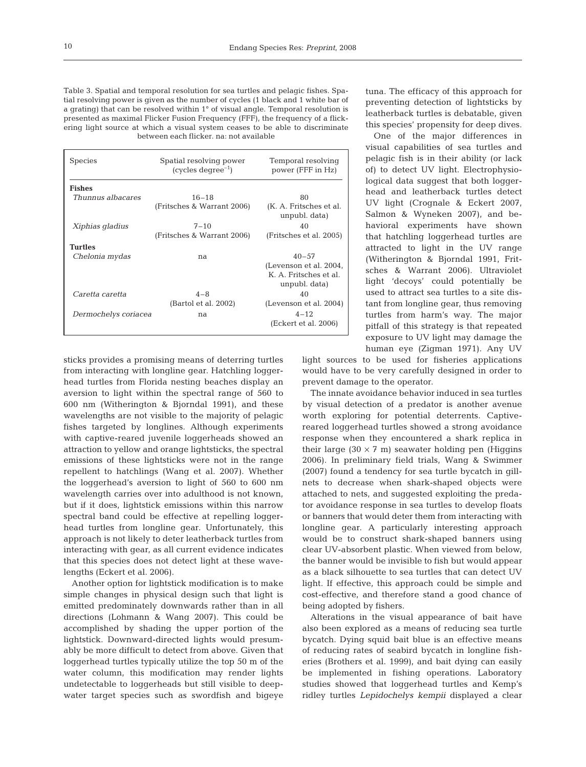Table 3. Spatial and temporal resolution for sea turtles and pelagic fishes. Spatial resolving power is given as the number of cycles (1 black and 1 white bar of a grating) that can be resolved within 1° of visual angle. Temporal resolution is presented as maximal Flicker Fusion Frequency (FFF), the frequency of a flickering light source at which a visual system ceases to be able to discriminate between each flicker. na: not available

| Species | Spatial resolving power (cycles degree$^{-1}$) | Temporal resolving power (FFF in Hz) |
|---|---|---|
| **Fishes** | | |
| *Thunnus albacares* | 16–18 (Fritsches & Warrant 2006) | 80 (K. A. Fritsches et al. unpubl. data) |
| *Xiphias gladius* | 7–10 (Fritsches & Warrant 2006) | 40 (Fritsches et al. 2005) |
| **Turtles** | | |
| *Chelonia mydas* | na | 40–57 (Levenson et al. 2004, K. A. Fritsches et al. unpubl. data) |
| *Caretta caretta* | 4–8 (Bartol et al. 2002) | 40 (Levenson et al. 2004) |
| *Dermochelys coriacea* | na | 4–12 (Eckert et al. 2006) |

sticks provides a promising means of deterring turtles from interacting with longline gear. Hatchling loggerhead turtles from Florida nesting beaches display an aversion to light within the spectral range of 560 to 600 nm (Witherington & Bjorndal 1991), and these wavelengths are not visible to the majority of pelagic fishes targeted by longlines. Although experiments with captive-reared juvenile loggerheads showed an attraction to yellow and orange lightsticks, the spectral emissions of these lightsticks were not in the range repellent to hatchlings (Wang et al. 2007). Whether the loggerhead's aversion to light of 560 to 600 nm wavelength carries over into adulthood is not known, but if it does, lightstick emissions within this narrow spectral band could be effective at repelling loggerhead turtles from longline gear. Unfortunately, this approach is not likely to deter leatherback turtles from interacting with gear, as all current evidence indicates that this species does not detect light at these wavelengths (Eckert et al. 2006).

Another option for lightstick modification is to make simple changes in physical design such that light is emitted predominately downwards rather than in all directions (Lohmann & Wang 2007). This could be accomplished by shading the upper portion of the lightstick. Downward-directed lights would presumably be more difficult to detect from above. Given that loggerhead turtles typically utilize the top 50 m of the water column, this modification may render lights undetectable to loggerheads but still visible to deep-water target species such as swordfish and bigeye tuna. The efficacy of this approach for preventing detection of lightsticks by leatherback turtles is debatable, given this species' propensity for deep dives.

One of the major differences in visual capabilities of sea turtles and pelagic fish is in their ability (or lack of) to detect UV light. Electrophysiological data suggest that both loggerhead and leatherback turtles detect UV light (Crognale & Eckert 2007, Salmon & Wyneken 2007), and behavioral experiments have shown that hatchling loggerhead turtles are attracted to light in the UV range (Witherington & Bjorndal 1991, Fritsches & Warrant 2006). Ultraviolet light 'decoys' could potentially be used to attract sea turtles to a site distant from longline gear, thus removing turtles from harm's way. The major pitfall of this strategy is that repeated exposure to UV light may damage the human eye (Zigman 1971). Any UV light sources to be used for fisheries applications would have to be very carefully designed in order to prevent damage to the operator.

The innate avoidance behavior induced in sea turtles by visual detection of a predator is another avenue worth exploring for potential deterrents. Captive-reared loggerhead turtles showed a strong avoidance response when they encountered a shark replica in their large (30 × 7 m) seawater holding pen (Higgins 2006). In preliminary field trials, Wang & Swimmer (2007) found a tendency for sea turtle bycatch in gillnets to decrease when shark-shaped objects were attached to nets, and suggested exploiting the predator avoidance response in sea turtles to develop floats or banners that would deter them from interacting with longline gear. A particularly interesting approach would be to construct shark-shaped banners using clear UV-absorbent plastic. When viewed from below, the banner would be invisible to fish but would appear as a black silhouette to sea turtles that can detect UV light. If effective, this approach could be simple and cost-effective, and therefore stand a good chance of being adopted by fishers.

Alterations in the visual appearance of bait have also been explored as a means of reducing sea turtle bycatch. Dying squid bait blue is an effective means of reducing rates of seabird bycatch in longline fisheries (Brothers et al. 1999), and bait dying can easily be implemented in fishing operations. Laboratory studies showed that loggerhead turtles and Kemp's ridley turtles *Lepidochelys kempii* displayed a clear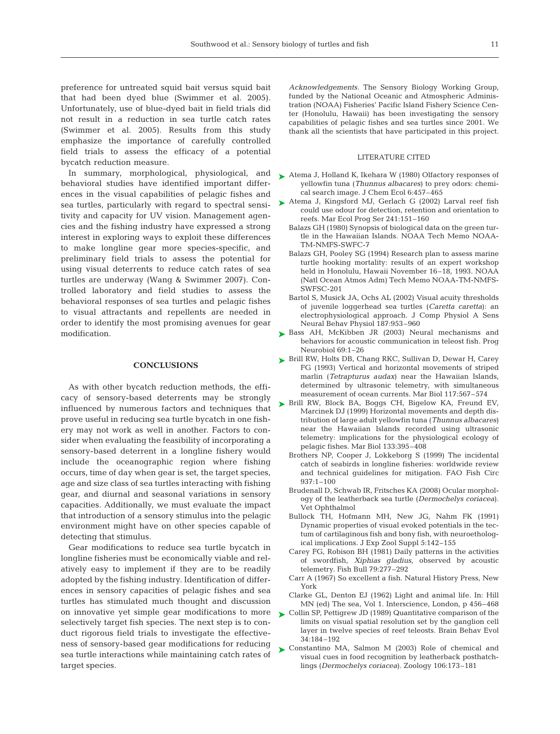preference for untreated squid bait versus squid bait that had been dyed blue (Swimmer et al. 2005). Unfortunately, use of blue-dyed bait in field trials did not result in a reduction in sea turtle catch rates (Swimmer et al. 2005). Results from this study emphasize the importance of carefully controlled field trials to assess the efficacy of a potential bycatch reduction measure.

In summary, morphological, physiological, and behavioral studies have identified important differences in the visual capabilities of pelagic fishes and sea turtles, particularly with regard to spectral sensitivity and capacity for UV vision. Management agencies and the fishing industry have expressed a strong interest in exploring ways to exploit these differences to make longline gear more species-specific, and preliminary field trials to assess the potential for using visual deterrents to reduce catch rates of sea turtles are underway (Wang & Swimmer 2007). Controlled laboratory and field studies to assess the behavioral responses of sea turtles and pelagic fishes to visual attractants and repellents are needed in order to identify the most promising avenues for gear modification.

## CONCLUSIONS

As with other bycatch reduction methods, the efficacy of sensory-based deterrents may be strongly influenced by numerous factors and techniques that prove useful in reducing sea turtle bycatch in one fishery may not work as well in another. Factors to consider when evaluating the feasibility of incorporating a sensory-based deterrent in a longline fishery would include the oceanographic region where fishing occurs, time of day when gear is set, the target species, age and size class of sea turtles interacting with fishing gear, and diurnal and seasonal variations in sensory capacities. Additionally, we must evaluate the impact that introduction of a sensory stimulus into the pelagic environment might have on other species capable of detecting that stimulus.

Gear modifications to reduce sea turtle bycatch in longline fisheries must be economically viable and relatively easy to implement if they are to be readily adopted by the fishing industry. Identification of differences in sensory capacities of pelagic fishes and sea turtles has stimulated much thought and discussion on innovative yet simple gear modifications to more selectively target fish species. The next step is to conduct rigorous field trials to investigate the effectiveness of sensory-based gear modifications for reducing sea turtle interactions while maintaining catch rates of target species.

*Acknowledgements.* The Sensory Biology Working Group, funded by the National Oceanic and Atmospheric Administration (NOAA) Fisheries' Pacific Island Fishery Science Center (Honolulu, Hawaii) has been investigating the sensory capabilities of pelagic fishes and sea turtles since 2001. We thank all the scientists that have participated in this project.

## LITERATURE CITED

Atema J, Holland K, Ikehara W (1980) Olfactory responses of yellowfin tuna (*Thunnus albacares*) to prey odors: chemical search image. J Chem Ecol 6:457–465

Atema J, Kingsford MJ, Gerlach G (2002) Larval reef fish could use odour for detection, retention and orientation to reefs. Mar Ecol Prog Ser 241:151–160

Balazs GH (1980) Synopsis of biological data on the green turtle in the Hawaiian Islands. NOAA Tech Memo NOAA-TM-NMFS-SWFC-7

Balazs GH, Pooley SG (1994) Research plan to assess marine turtle hooking mortality: results of an expert workshop held in Honolulu, Hawaii November 16–18, 1993. NOAA (Natl Ocean Atmos Adm) Tech Memo NOAA-TM-NMFS-SWFSC-201

Bartol S, Musick JA, Ochs AL (2002) Visual acuity thresholds of juvenile loggerhead sea turtles (*Caretta caretta*): an electrophysiological approach. J Comp Physiol A Sens Neural Behav Physiol 187:953–960

Bass AH, McKibben JR (2003) Neural mechanisms and behaviors for acoustic communication in teleost fish. Prog Neurobiol 69:1–26

Brill RW, Holts DB, Chang RKC, Sullivan D, Dewar H, Carey FG (1993) Vertical and horizontal movements of striped marlin (*Tetrapturus audax*) near the Hawaiian Islands, determined by ultrasonic telemetry, with simultaneous measurement of ocean currents. Mar Biol 117:567–574

Brill RW, Block BA, Boggs CH, Bigelow KA, Freund EV, Marcinek DJ (1999) Horizontal movements and depth distribution of large adult yellowfin tuna (*Thunnus albacares*) near the Hawaiian Islands recorded using ultrasonic telemetry: implications for the physiological ecology of pelagic fishes. Mar Biol 133:395–408

Brothers NP, Cooper J, Lokkeborg S (1999) The incidental catch of seabirds in longline fisheries: worldwide review and technical guidelines for mitigation. FAO Fish Circ 937:1–100

Brudenall D, Schwab IR, Fritsches KA (2008) Ocular morphology of the leatherback sea turtle (*Dermochelys coriacea*). Vet Ophthalmol

Bullock TH, Hofmann MH, New JG, Nahm FK (1991) Dynamic properties of visual evoked potentials in the tectum of cartilaginous fish and bony fish, with neuroethological implications. J Exp Zool Suppl 5:142–155

Carey FG, Robison BH (1981) Daily patterns in the activities of swordfish, *Xiphias gladius*, observed by acoustic telemetry. Fish Bull 79:277–292

Carr A (1967) So excellent a fish. Natural History Press, New York

Clarke GL, Denton EJ (1962) Light and animal life. In: Hill MN (ed) The sea, Vol 1. Interscience, London, p 456–468

Collin SP, Pettigrew JD (1989) Quantitative comparison of the limits on visual spatial resolution set by the ganglion cell layer in twelve species of reef teleosts. Brain Behav Evol 34:184–192

Constantino MA, Salmon M (2003) Role of chemical and visual cues in food recognition by leatherback posthatchlings (*Dermochelys coriacea*). Zoology 106:173–181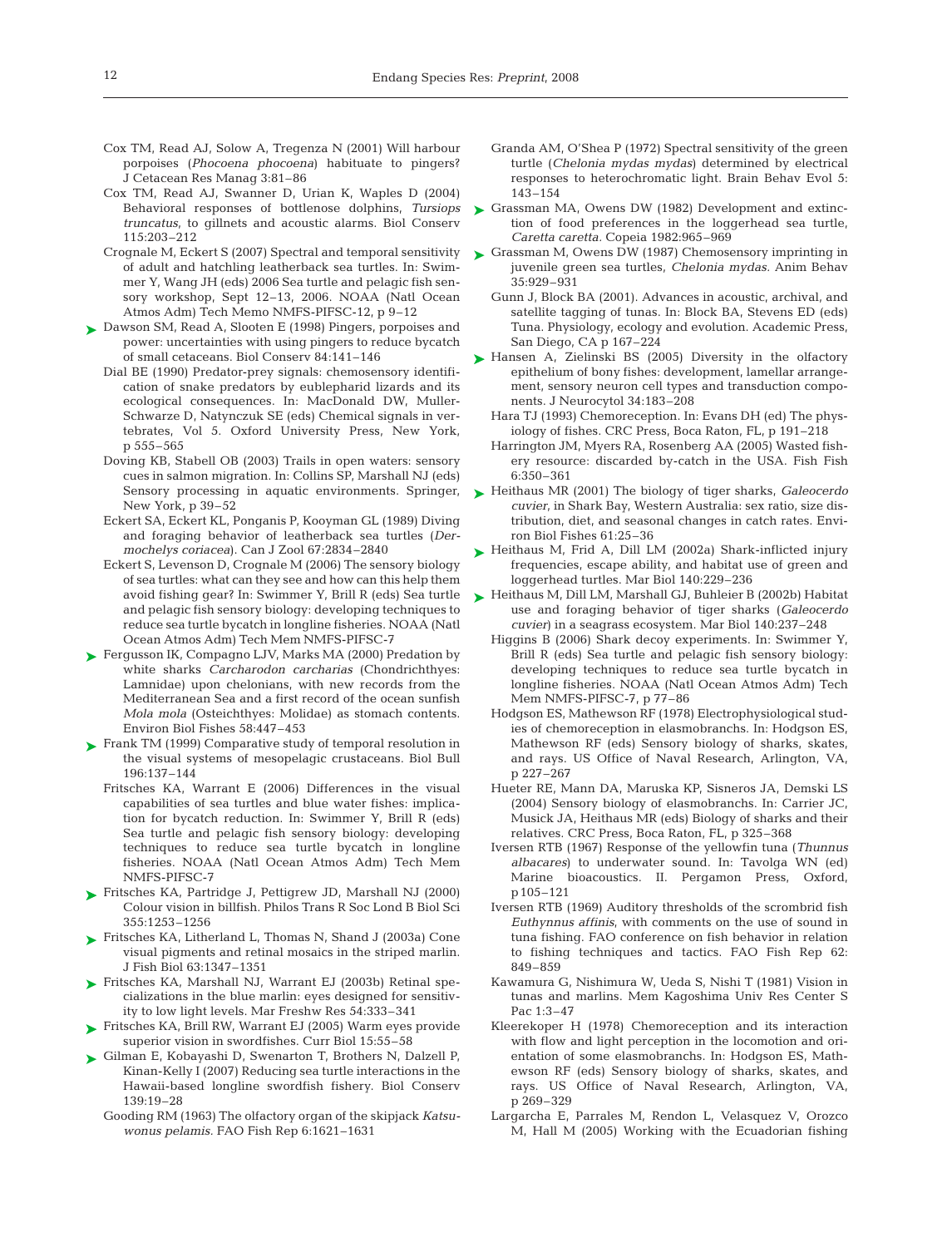Cox TM, Read AJ, Solow A, Tregenza N (2001) Will harbour porpoises (*Phocoena phocoena*) habituate to pingers? J Cetacean Res Manag 3:81–86

Cox TM, Read AJ, Swanner D, Urian K, Waples D (2004) Behavioral responses of bottlenose dolphins, *Tursiops truncatus*, to gillnets and acoustic alarms. Biol Conserv 115:203–212

Crognale M, Eckert S (2007) Spectral and temporal sensitivity of adult and hatchling leatherback sea turtles. In: Swimmer Y, Wang JH (eds) 2006 Sea turtle and pelagic fish sensory workshop, Sept 12–13, 2006. NOAA (Natl Ocean Atmos Adm) Tech Memo NMFS-PIFSC-12, p 9–12

Dawson SM, Read A, Slooten E (1998) Pingers, porpoises and power: uncertainties with using pingers to reduce bycatch of small cetaceans. Biol Conserv 84:141–146

Dial BE (1990) Predator-prey signals: chemosensory identification of snake predators by eublepharid lizards and its ecological consequences. In: MacDonald DW, Muller-Schwarze D, Natynczuk SE (eds) Chemical signals in vertebrates, Vol 5. Oxford University Press, New York, p 555–565

Doving KB, Stabell OB (2003) Trails in open waters: sensory cues in salmon migration. In: Collins SP, Marshall NJ (eds) Sensory processing in aquatic environments. Springer, New York, p 39–52

Eckert SA, Eckert KL, Ponganis P, Kooyman GL (1989) Diving and foraging behavior of leatherback sea turtles (*Dermochelys coriacea*). Can J Zool 67:2834–2840

Eckert S, Levenson D, Crognale M (2006) The sensory biology of sea turtles: what can they see and how can this help them avoid fishing gear? In: Swimmer Y, Brill R (eds) Sea turtle and pelagic fish sensory biology: developing techniques to reduce sea turtle bycatch in longline fisheries. NOAA (Natl Ocean Atmos Adm) Tech Mem NMFS-PIFSC-7

Fergusson IK, Compagno LJV, Marks MA (2000) Predation by white sharks *Carcharodon carcharias* (Chondrichthyes: Lamnidae) upon chelonians, with new records from the Mediterranean Sea and a first record of the ocean sunfish *Mola mola* (Osteichthyes: Molidae) as stomach contents. Environ Biol Fishes 58:447–453

Frank TM (1999) Comparative study of temporal resolution in the visual systems of mesopelagic crustaceans. Biol Bull 196:137–144

Fritsches KA, Warrant E (2006) Differences in the visual capabilities of sea turtles and blue water fishes: implication for bycatch reduction. In: Swimmer Y, Brill R (eds) Sea turtle and pelagic fish sensory biology: developing techniques to reduce sea turtle bycatch in longline fisheries. NOAA (Natl Ocean Atmos Adm) Tech Mem NMFS-PIFSC-7

Fritsches KA, Partridge J, Pettigrew JD, Marshall NJ (2000) Colour vision in billfish. Philos Trans R Soc Lond B Biol Sci 355:1253–1256

Fritsches KA, Litherland L, Thomas N, Shand J (2003a) Cone visual pigments and retinal mosaics in the striped marlin. J Fish Biol 63:1347–1351

Fritsches KA, Marshall NJ, Warrant EJ (2003b) Retinal specializations in the blue marlin: eyes designed for sensitivity to low light levels. Mar Freshw Res 54:333–341

Fritsches KA, Brill RW, Warrant EJ (2005) Warm eyes provide superior vision in swordfishes. Curr Biol 15:55–58

Gilman E, Kobayashi D, Swenarton T, Brothers N, Dalzell P, Kinan-Kelly I (2007) Reducing sea turtle interactions in the Hawaii-based longline swordfish fishery. Biol Conserv 139:19–28

Gooding RM (1963) The olfactory organ of the skipjack *Katsuwonus pelamis*. FAO Fish Rep 6:1621–1631

Granda AM, O'Shea P (1972) Spectral sensitivity of the green turtle (*Chelonia mydas mydas*) determined by electrical responses to heterochromatic light. Brain Behav Evol 5: 143–154

Grassman MA, Owens DW (1982) Development and extinction of food preferences in the loggerhead sea turtle, *Caretta caretta*. Copeia 1982:965–969

Grassman M, Owens DW (1987) Chemosensory imprinting in juvenile green sea turtles, *Chelonia mydas*. Anim Behav 35:929–931

Gunn J, Block BA (2001). Advances in acoustic, archival, and satellite tagging of tunas. In: Block BA, Stevens ED (eds) Tuna. Physiology, ecology and evolution. Academic Press, San Diego, CA p 167–224

Hansen A, Zielinski BS (2005) Diversity in the olfactory epithelium of bony fishes: development, lamellar arrangement, sensory neuron cell types and transduction components. J Neurocytol 34:183–208

Hara TJ (1993) Chemoreception. In: Evans DH (ed) The physiology of fishes. CRC Press, Boca Raton, FL, p 191–218

Harrington JM, Myers RA, Rosenberg AA (2005) Wasted fishery resource: discarded by-catch in the USA. Fish Fish 6:350–361

Heithaus MR (2001) The biology of tiger sharks, *Galeocerdo cuvier*, in Shark Bay, Western Australia: sex ratio, size distribution, diet, and seasonal changes in catch rates. Environ Biol Fishes 61:25–36

Heithaus M, Frid A, Dill LM (2002a) Shark-inflicted injury frequencies, escape ability, and habitat use of green and loggerhead turtles. Mar Biol 140:229–236

Heithaus M, Dill LM, Marshall GJ, Buhleier B (2002b) Habitat use and foraging behavior of tiger sharks (*Galeocerdo cuvier*) in a seagrass ecosystem. Mar Biol 140:237–248

Higgins B (2006) Shark decoy experiments. In: Swimmer Y, Brill R (eds) Sea turtle and pelagic fish sensory biology: developing techniques to reduce sea turtle bycatch in longline fisheries. NOAA (Natl Ocean Atmos Adm) Tech Mem NMFS-PIFSC-7, p 77–86

Hodgson ES, Mathewson RF (1978) Electrophysiological studies of chemoreception in elasmobranchs. In: Hodgson ES, Mathewson RF (eds) Sensory biology of sharks, skates, and rays. US Office of Naval Research, Arlington, VA, p 227–267

Hueter RE, Mann DA, Maruska KP, Sisneros JA, Demski LS (2004) Sensory biology of elasmobranchs. In: Carrier JC, Musick JA, Heithaus MR (eds) Biology of sharks and their relatives. CRC Press, Boca Raton, FL, p 325–368

Iversen RTB (1967) Response of the yellowfin tuna (*Thunnus albacares*) to underwater sound. In: Tavolga WN (ed) Marine bioacoustics. II. Pergamon Press, Oxford, p 105–121

Iversen RTB (1969) Auditory thresholds of the scrombrid fish *Euthynnus affinis*, with comments on the use of sound in tuna fishing. FAO conference on fish behavior in relation to fishing techniques and tactics. FAO Fish Rep 62: 849–859

Kawamura G, Nishimura W, Ueda S, Nishi T (1981) Vision in tunas and marlins. Mem Kagoshima Univ Res Center S Pac 1:3–47

Kleerekoper H (1978) Chemoreception and its interaction with flow and light perception in the locomotion and orientation of some elasmobranchs. In: Hodgson ES, Mathewson RF (eds) Sensory biology of sharks, skates, and rays. US Office of Naval Research, Arlington, VA, p 269–329

Largarcha E, Parrales M, Rendon L, Velasquez V, Orozco M, Hall M (2005) Working with the Ecuadorian fishing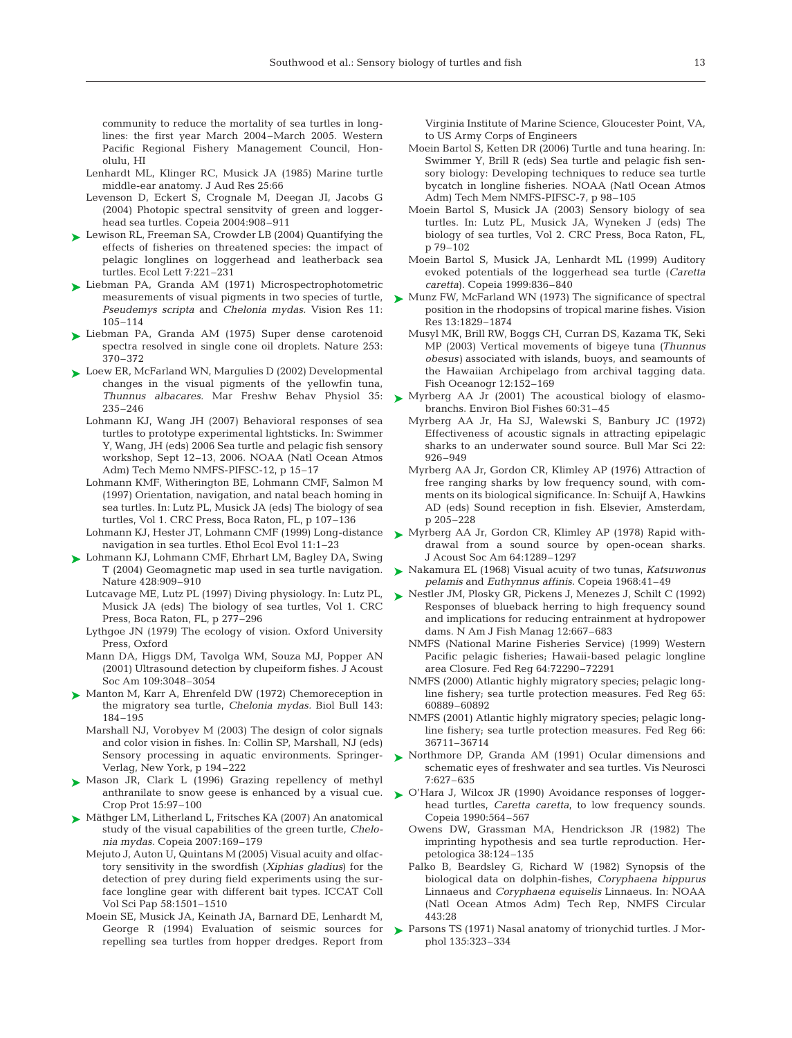community to reduce the mortality of sea turtles in longlines: the first year March 2004–March 2005. Western Pacific Regional Fishery Management Council, Honolulu, HI

Lenhardt ML, Klinger RC, Musick JA (1985) Marine turtle middle-ear anatomy. J Aud Res 25:66

Levenson D, Eckert S, Crognale M, Deegan JI, Jacobs G (2004) Photopic spectral sensitvity of green and loggerhead sea turtles. Copeia 2004:908–911

Lewison RL, Freeman SA, Crowder LB (2004) Quantifying the effects of fisheries on threatened species: the impact of pelagic longlines on loggerhead and leatherback sea turtles. Ecol Lett 7:221–231

Liebman PA, Granda AM (1971) Microspectrophotometric measurements of visual pigments in two species of turtle, *Pseudemys scripta* and *Chelonia mydas.* Vision Res 11: 105–114

Liebman PA, Granda AM (1975) Super dense carotenoid spectra resolved in single cone oil droplets. Nature 253: 370–372

Loew ER, McFarland WN, Margulies D (2002) Developmental changes in the visual pigments of the yellowfin tuna, *Thunnus albacares.* Mar Freshw Behav Physiol 35: 235–246

Lohmann KJ, Wang JH (2007) Behavioral responses of sea turtles to prototype experimental lightsticks. In: Swimmer Y, Wang, JH (eds) 2006 Sea turtle and pelagic fish sensory workshop, Sept 12–13, 2006. NOAA (Natl Ocean Atmos Adm) Tech Memo NMFS-PIFSC-12, p 15–17

Lohmann KMF, Witherington BE, Lohmann CMF, Salmon M (1997) Orientation, navigation, and natal beach homing in sea turtles. In: Lutz PL, Musick JA (eds) The biology of sea turtles, Vol 1. CRC Press, Boca Raton, FL, p 107–136

Lohmann KJ, Hester JT, Lohmann CMF (1999) Long-distance navigation in sea turtles. Ethol Ecol Evol 11:1–23

Lohmann KJ, Lohmann CMF, Ehrhart LM, Bagley DA, Swing T (2004) Geomagnetic map used in sea turtle navigation. Nature 428:909–910

Lutcavage ME, Lutz PL (1997) Diving physiology. In: Lutz PL, Musick JA (eds) The biology of sea turtles, Vol 1. CRC Press, Boca Raton, FL, p 277–296

Lythgoe JN (1979) The ecology of vision. Oxford University Press, Oxford

Mann DA, Higgs DM, Tavolga WM, Souza MJ, Popper AN (2001) Ultrasound detection by clupeiform fishes. J Acoust Soc Am 109:3048–3054

Manton M, Karr A, Ehrenfeld DW (1972) Chemoreception in the migratory sea turtle, *Chelonia mydas.* Biol Bull 143: 184–195

Marshall NJ, Vorobyev M (2003) The design of color signals and color vision in fishes. In: Collin SP, Marshall, NJ (eds) Sensory processing in aquatic environments. Springer-Verlag, New York, p 194–222

Mason JR, Clark L (1996) Grazing repellency of methyl anthranilate to snow geese is enhanced by a visual cue. Crop Prot 15:97–100

Mäthger LM, Litherland L, Fritsches KA (2007) An anatomical study of the visual capabilities of the green turtle, *Chelonia mydas.* Copeia 2007:169–179

Mejuto J, Auton U, Quintans M (2005) Visual acuity and olfactory sensitivity in the swordfish (*Xiphias gladius*) for the detection of prey during field experiments using the surface longline gear with different bait types. ICCAT Coll Vol Sci Pap 58:1501–1510

Moein SE, Musick JA, Keinath JA, Barnard DE, Lenhardt M, George R (1994) Evaluation of seismic sources for repelling sea turtles from hopper dredges. Report from Virginia Institute of Marine Science, Gloucester Point, VA, to US Army Corps of Engineers

Moein Bartol S, Ketten DR (2006) Turtle and tuna hearing. In: Swimmer Y, Brill R (eds) Sea turtle and pelagic fish sensory biology: Developing techniques to reduce sea turtle bycatch in longline fisheries. NOAA (Natl Ocean Atmos Adm) Tech Mem NMFS-PIFSC-7, p 98–105

Moein Bartol S, Musick JA (2003) Sensory biology of sea turtles. In: Lutz PL, Musick JA, Wyneken J (eds) The biology of sea turtles, Vol 2. CRC Press, Boca Raton, FL, p 79–102

Moein Bartol S, Musick JA, Lenhardt ML (1999) Auditory evoked potentials of the loggerhead sea turtle (*Caretta caretta*). Copeia 1999:836–840

Munz FW, McFarland WN (1973) The significance of spectral position in the rhodopsins of tropical marine fishes. Vision Res 13:1829–1874

Musyl MK, Brill RW, Boggs CH, Curran DS, Kazama TK, Seki MP (2003) Vertical movements of bigeye tuna (*Thunnus obesus*) associated with islands, buoys, and seamounts of the Hawaiian Archipelago from archival tagging data. Fish Oceanogr 12:152–169

Myrberg AA Jr (2001) The acoustical biology of elasmobranchs. Environ Biol Fishes 60:31–45

Myrberg AA Jr, Ha SJ, Walewski S, Banbury JC (1972) Effectiveness of acoustic signals in attracting epipelagic sharks to an underwater sound source. Bull Mar Sci 22: 926–949

Myrberg AA Jr, Gordon CR, Klimley AP (1976) Attraction of free ranging sharks by low frequency sound, with comments on its biological significance. In: Schuijf A, Hawkins AD (eds) Sound reception in fish. Elsevier, Amsterdam, p 205–228

Myrberg AA Jr, Gordon CR, Klimley AP (1978) Rapid withdrawal from a sound source by open-ocean sharks. J Acoust Soc Am 64:1289–1297

Nakamura EL (1968) Visual acuity of two tunas, *Katsuwonus pelamis* and *Euthynnus affinis.* Copeia 1968:41–49

Nestler JM, Plosky GR, Pickens J, Menezes J, Schilt C (1992) Responses of blueback herring to high frequency sound and implications for reducing entrainment at hydropower dams. N Am J Fish Manag 12:667–683

NMFS (National Marine Fisheries Service) (1999) Western Pacific pelagic fisheries; Hawaii-based pelagic longline area Closure. Fed Reg 64:72290–72291

NMFS (2000) Atlantic highly migratory species; pelagic longline fishery; sea turtle protection measures. Fed Reg 65: 60889–60892

NMFS (2001) Atlantic highly migratory species; pelagic longline fishery; sea turtle protection measures. Fed Reg 66: 36711–36714

Northmore DP, Granda AM (1991) Ocular dimensions and schematic eyes of freshwater and sea turtles. Vis Neurosci 7:627–635

O'Hara J, Wilcox JR (1990) Avoidance responses of loggerhead turtles, *Caretta caretta*, to low frequency sounds. Copeia 1990:564–567

Owens DW, Grassman MA, Hendrickson JR (1982) The imprinting hypothesis and sea turtle reproduction. Herpetologica 38:124–135

Palko B, Beardsley G, Richard W (1982) Synopsis of the biological data on dolphin-fishes, *Coryphaena hippurus* Linnaeus and *Coryphaena equiselis* Linnaeus. In: NOAA (Natl Ocean Atmos Adm) Tech Rep, NMFS Circular 443:28

Parsons TS (1971) Nasal anatomy of trionychid turtles. J Morphol 135:323–334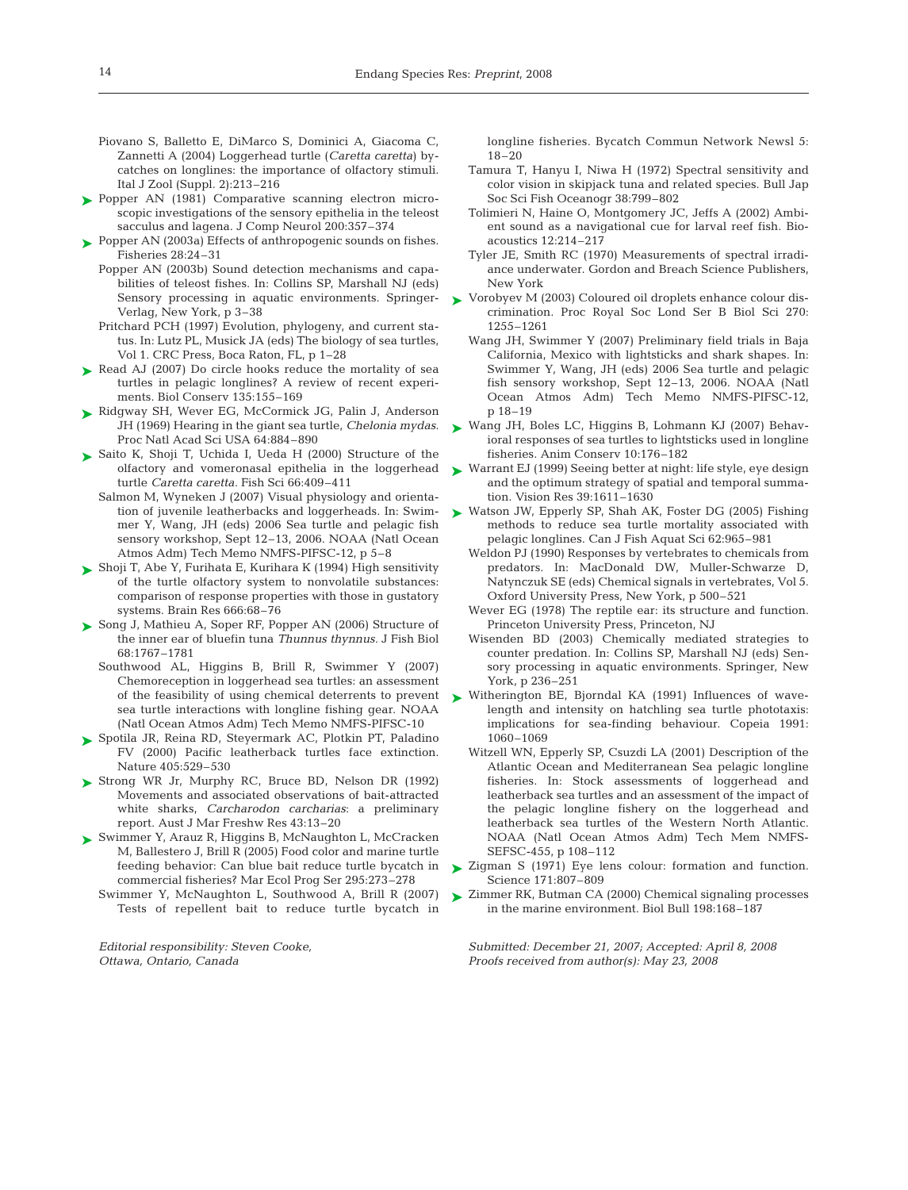Piovano S, Balletto E, DiMarco S, Dominici A, Giacoma C, Zannetti A (2004) Loggerhead turtle (*Caretta caretta*) bycatches on longlines: the importance of olfactory stimuli. Ital J Zool (Suppl. 2):213–216

Popper AN (1981) Comparative scanning electron microscopic investigations of the sensory epithelia in the teleost sacculus and lagena. J Comp Neurol 200:357–374

Popper AN (2003a) Effects of anthropogenic sounds on fishes. Fisheries 28:24–31

Popper AN (2003b) Sound detection mechanisms and capabilities of teleost fishes. In: Collins SP, Marshall NJ (eds) Sensory processing in aquatic environments. Springer-Verlag, New York, p 3–38

Pritchard PCH (1997) Evolution, phylogeny, and current status. In: Lutz PL, Musick JA (eds) The biology of sea turtles, Vol 1. CRC Press, Boca Raton, FL, p 1–28

Read AJ (2007) Do circle hooks reduce the mortality of sea turtles in pelagic longlines? A review of recent experiments. Biol Conserv 135:155–169

Ridgway SH, Wever EG, McCormick JG, Palin J, Anderson JH (1969) Hearing in the giant sea turtle, *Chelonia mydas*. Proc Natl Acad Sci USA 64:884–890

Saito K, Shoji T, Uchida I, Ueda H (2000) Structure of the olfactory and vomeronasal epithelia in the loggerhead turtle *Caretta caretta*. Fish Sci 66:409–411

Salmon M, Wyneken J (2007) Visual physiology and orientation of juvenile leatherbacks and loggerheads. In: Swimmer Y, Wang, JH (eds) 2006 Sea turtle and pelagic fish sensory workshop, Sept 12–13, 2006. NOAA (Natl Ocean Atmos Adm) Tech Memo NMFS-PIFSC-12, p 5–8

Shoji T, Abe Y, Furihata E, Kurihara K (1994) High sensitivity of the turtle olfactory system to nonvolatile substances: comparison of response properties with those in gustatory systems. Brain Res 666:68–76

Song J, Mathieu A, Soper RF, Popper AN (2006) Structure of the inner ear of bluefin tuna *Thunnus thynnus*. J Fish Biol 68:1767–1781

Southwood AL, Higgins B, Brill R, Swimmer Y (2007) Chemoreception in loggerhead sea turtles: an assessment of the feasibility of using chemical deterrents to prevent sea turtle interactions with longline fishing gear. NOAA (Natl Ocean Atmos Adm) Tech Memo NMFS-PIFSC-10

Spotila JR, Reina RD, Steyermark AC, Plotkin PT, Paladino FV (2000) Pacific leatherback turtles face extinction. Nature 405:529–530

Strong WR Jr, Murphy RC, Bruce BD, Nelson DR (1992) Movements and associated observations of bait-attracted white sharks, *Carcharodon carcharias*: a preliminary report. Aust J Mar Freshw Res 43:13–20

Swimmer Y, Arauz R, Higgins B, McNaughton L, McCracken M, Ballestero J, Brill R (2005) Food color and marine turtle feeding behavior: Can blue bait reduce turtle bycatch in commercial fisheries? Mar Ecol Prog Ser 295:273–278

Swimmer Y, McNaughton L, Southwood A, Brill R (2007) Tests of repellent bait to reduce turtle bycatch in longline fisheries. Bycatch Commun Network Newsl 5: 18–20

Tamura T, Hanyu I, Niwa H (1972) Spectral sensitivity and color vision in skipjack tuna and related species. Bull Jap Soc Sci Fish Oceanogr 38:799–802

Tolimieri N, Haine O, Montgomery JC, Jeffs A (2002) Ambient sound as a navigational cue for larval reef fish. Bioacoustics 12:214–217

Tyler JE, Smith RC (1970) Measurements of spectral irradiance underwater. Gordon and Breach Science Publishers, New York

Vorobyev M (2003) Coloured oil droplets enhance colour discrimination. Proc Royal Soc Lond Ser B Biol Sci 270: 1255–1261

Wang JH, Swimmer Y (2007) Preliminary field trials in Baja California, Mexico with lightsticks and shark shapes. In: Swimmer Y, Wang, JH (eds) 2006 Sea turtle and pelagic fish sensory workshop, Sept 12–13, 2006. NOAA (Natl Ocean Atmos Adm) Tech Memo NMFS-PIFSC-12, p 18–19

Wang JH, Boles LC, Higgins B, Lohmann KJ (2007) Behavioral responses of sea turtles to lightsticks used in longline fisheries. Anim Conserv 10:176–182

Warrant EJ (1999) Seeing better at night: life style, eye design and the optimum strategy of spatial and temporal summation. Vision Res 39:1611–1630

Watson JW, Epperly SP, Shah AK, Foster DG (2005) Fishing methods to reduce sea turtle mortality associated with pelagic longlines. Can J Fish Aquat Sci 62:965–981

Weldon PJ (1990) Responses by vertebrates to chemicals from predators. In: MacDonald DW, Muller-Schwarze D, Natynczuk SE (eds) Chemical signals in vertebrates, Vol 5. Oxford University Press, New York, p 500–521

Wever EG (1978) The reptile ear: its structure and function. Princeton University Press, Princeton, NJ

Wisenden BD (2003) Chemically mediated strategies to counter predation. In: Collins SP, Marshall NJ (eds) Sensory processing in aquatic environments. Springer, New York, p 236–251

Witherington BE, Bjorndal KA (1991) Influences of wavelength and intensity on hatchling sea turtle phototaxis: implications for sea-finding behaviour. Copeia 1991: 1060–1069

Witzell WN, Epperly SP, Csuzdi LA (2001) Description of the Atlantic Ocean and Mediterranean Sea pelagic longline fisheries. In: Stock assessments of loggerhead and leatherback sea turtles and an assessment of the impact of the pelagic longline fishery on the loggerhead and leatherback sea turtles of the Western North Atlantic. NOAA (Natl Ocean Atmos Adm) Tech Mem NMFS-SEFSC-455, p 108–112

Zigman S (1971) Eye lens colour: formation and function. Science 171:807–809

Zimmer RK, Butman CA (2000) Chemical signaling processes in the marine environment. Biol Bull 198:168–187

*Editorial responsibility: Steven Cooke, Ottawa, Ontario, Canada*

*Submitted: December 21, 2007; Accepted: April 8, 2008*
*Proofs received from author(s): May 23, 2008*